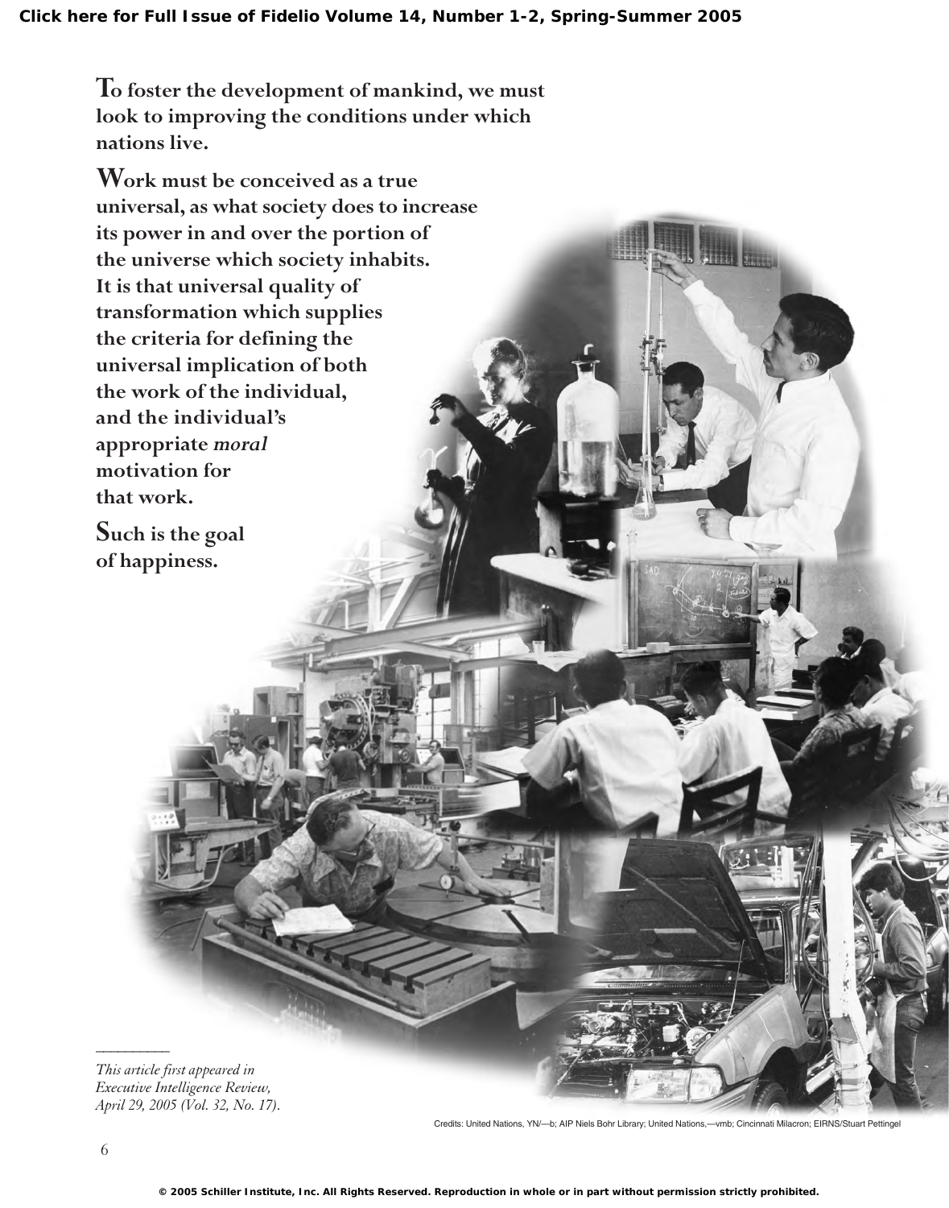**To foster the development of mankind, we must look to improving the conditions under which nations live.**

**Work must be conceived as a true universal, as what society does to increase its power in and over the portion of the universe which society inhabits. It is that universal quality of transformation which supplies the criteria for defining the universal implication of both the work of the individual, and the individual's appropriate *moral* motivation for that work.**

**Such is the goal of happiness.**

Credits: United Nations, YN/—b; AIP Niels Bohr Library; United Nations,—vmb; Cincinnati Milacron; EIRNS/Stuart Pettingel

---

*This article first appeared in Executive Intelligence Review, April 29, 2005 (Vol. 32, No. 17).*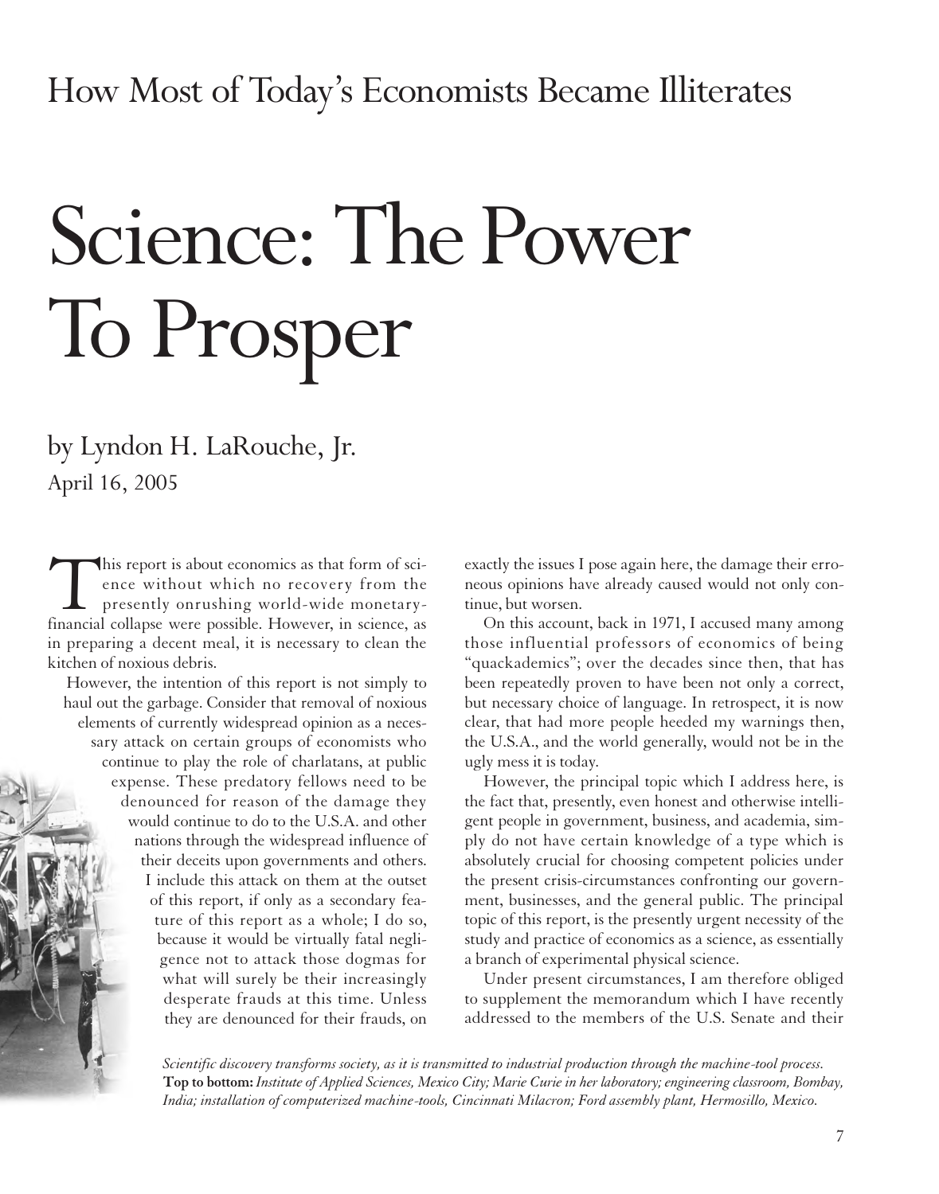## How Most of Today's Economists Became Illiterates

# Science: The Power To Prosper

by Lyndon H. LaRouche, Jr.

April 16, 2005

This report is about economics as that form of science without which no recovery from the presently onrushing world-wide monetary-financial collapse were possible. However, in science, as in preparing a decent meal, it is necessary to clean the kitchen of noxious debris.

However, the intention of this report is not simply to haul out the garbage. Consider that removal of noxious elements of currently widespread opinion as a necessary attack on certain groups of economists who continue to play the role of charlatans, at public expense. These predatory fellows need to be denounced for reason of the damage they would continue to do to the U.S.A. and other nations through the widespread influence of their deceits upon governments and others. I include this attack on them at the outset of this report, if only as a secondary feature of this report as a whole; I do so, because it would be virtually fatal negligence not to attack those dogmas for what will surely be their increasingly desperate frauds at this time. Unless they are denounced for their frauds, on exactly the issues I pose again here, the damage their erroneous opinions have already caused would not only continue, but worsen.

On this account, back in 1971, I accused many among those influential professors of economics of being "quackademics"; over the decades since then, that has been repeatedly proven to have been not only a correct, but necessary choice of language. In retrospect, it is now clear, that had more people heeded my warnings then, the U.S.A., and the world generally, would not be in the ugly mess it is today.

However, the principal topic which I address here, is the fact that, presently, even honest and otherwise intelligent people in government, business, and academia, simply do not have certain knowledge of a type which is absolutely crucial for choosing competent policies under the present crisis-circumstances confronting our government, businesses, and the general public. The principal topic of this report, is the presently urgent necessity of the study and practice of economics as a science, as essentially a branch of experimental physical science.

Under present circumstances, I am therefore obliged to supplement the memorandum which I have recently addressed to the members of the U.S. Senate and their

*Scientific discovery transforms society, as it is transmitted to industrial production through the machine-tool process.* **Top to bottom:** *Institute of Applied Sciences, Mexico City; Marie Curie in her laboratory; engineering classroom, Bombay, India; installation of computerized machine-tools, Cincinnati Milacron; Ford assembly plant, Hermosillo, Mexico.*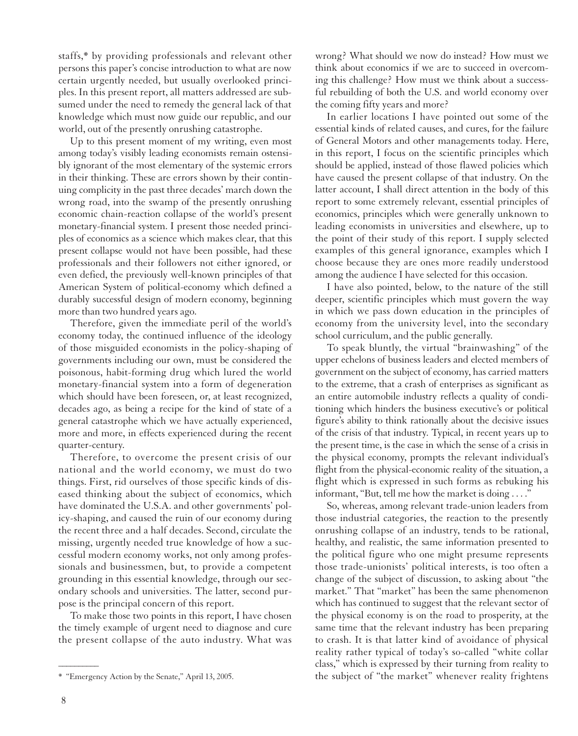staffs,* by providing professionals and relevant other persons this paper's concise introduction to what are now certain urgently needed, but usually overlooked principles. In this present report, all matters addressed are subsumed under the need to remedy the general lack of that knowledge which must now guide our republic, and our world, out of the presently onrushing catastrophe.

Up to this present moment of my writing, even most among today's visibly leading economists remain ostensibly ignorant of the most elementary of the systemic errors in their thinking. These are errors shown by their continuing complicity in the past three decades' march down the wrong road, into the swamp of the presently onrushing economic chain-reaction collapse of the world's present monetary-financial system. I present those needed principles of economics as a science which makes clear, that this present collapse would not have been possible, had these professionals and their followers not either ignored, or even defied, the previously well-known principles of that American System of political-economy which defined a durably successful design of modern economy, beginning more than two hundred years ago.

Therefore, given the immediate peril of the world's economy today, the continued influence of the ideology of those misguided economists in the policy-shaping of governments including our own, must be considered the poisonous, habit-forming drug which lured the world monetary-financial system into a form of degeneration which should have been foreseen, or, at least recognized, decades ago, as being a recipe for the kind of state of a general catastrophe which we have actually experienced, more and more, in effects experienced during the recent quarter-century.

Therefore, to overcome the present crisis of our national and the world economy, we must do two things. First, rid ourselves of those specific kinds of diseased thinking about the subject of economics, which have dominated the U.S.A. and other governments' policy-shaping, and caused the ruin of our economy during the recent three and a half decades. Second, circulate the missing, urgently needed true knowledge of how a successful modern economy works, not only among professionals and businessmen, but, to provide a competent grounding in this essential knowledge, through our secondary schools and universities. The latter, second purpose is the principal concern of this report.

To make those two points in this report, I have chosen the timely example of urgent need to diagnose and cure the present collapse of the auto industry. What was wrong? What should we now do instead? How must we think about economics if we are to succeed in overcoming this challenge? How must we think about a successful rebuilding of both the U.S. and world economy over the coming fifty years and more?

In earlier locations I have pointed out some of the essential kinds of related causes, and cures, for the failure of General Motors and other managements today. Here, in this report, I focus on the scientific principles which should be applied, instead of those flawed policies which have caused the present collapse of that industry. On the latter account, I shall direct attention in the body of this report to some extremely relevant, essential principles of economics, principles which were generally unknown to leading economists in universities and elsewhere, up to the point of their study of this report. I supply selected examples of this general ignorance, examples which I choose because they are ones more readily understood among the audience I have selected for this occasion.

I have also pointed, below, to the nature of the still deeper, scientific principles which must govern the way in which we pass down education in the principles of economy from the university level, into the secondary school curriculum, and the public generally.

To speak bluntly, the virtual "brainwashing" of the upper echelons of business leaders and elected members of government on the subject of economy, has carried matters to the extreme, that a crash of enterprises as significant as an entire automobile industry reflects a quality of conditioning which hinders the business executive's or political figure's ability to think rationally about the decisive issues of the crisis of that industry. Typical, in recent years up to the present time, is the case in which the sense of a crisis in the physical economy, prompts the relevant individual's flight from the physical-economic reality of the situation, a flight which is expressed in such forms as rebuking his informant, "But, tell me how the market is doing . . . ."

So, whereas, among relevant trade-union leaders from those industrial categories, the reaction to the presently onrushing collapse of an industry, tends to be rational, healthy, and realistic, the same information presented to the political figure who one might presume represents those trade-unionists' political interests, is too often a change of the subject of discussion, to asking about "the market." That "market" has been the same phenomenon which has continued to suggest that the relevant sector of the physical economy is on the road to prosperity, at the same time that the relevant industry has been preparing to crash. It is that latter kind of avoidance of physical reality rather typical of today's so-called "white collar class," which is expressed by their turning from reality to the subject of "the market" whenever reality frightens

---

\* "Emergency Action by the Senate," April 13, 2005.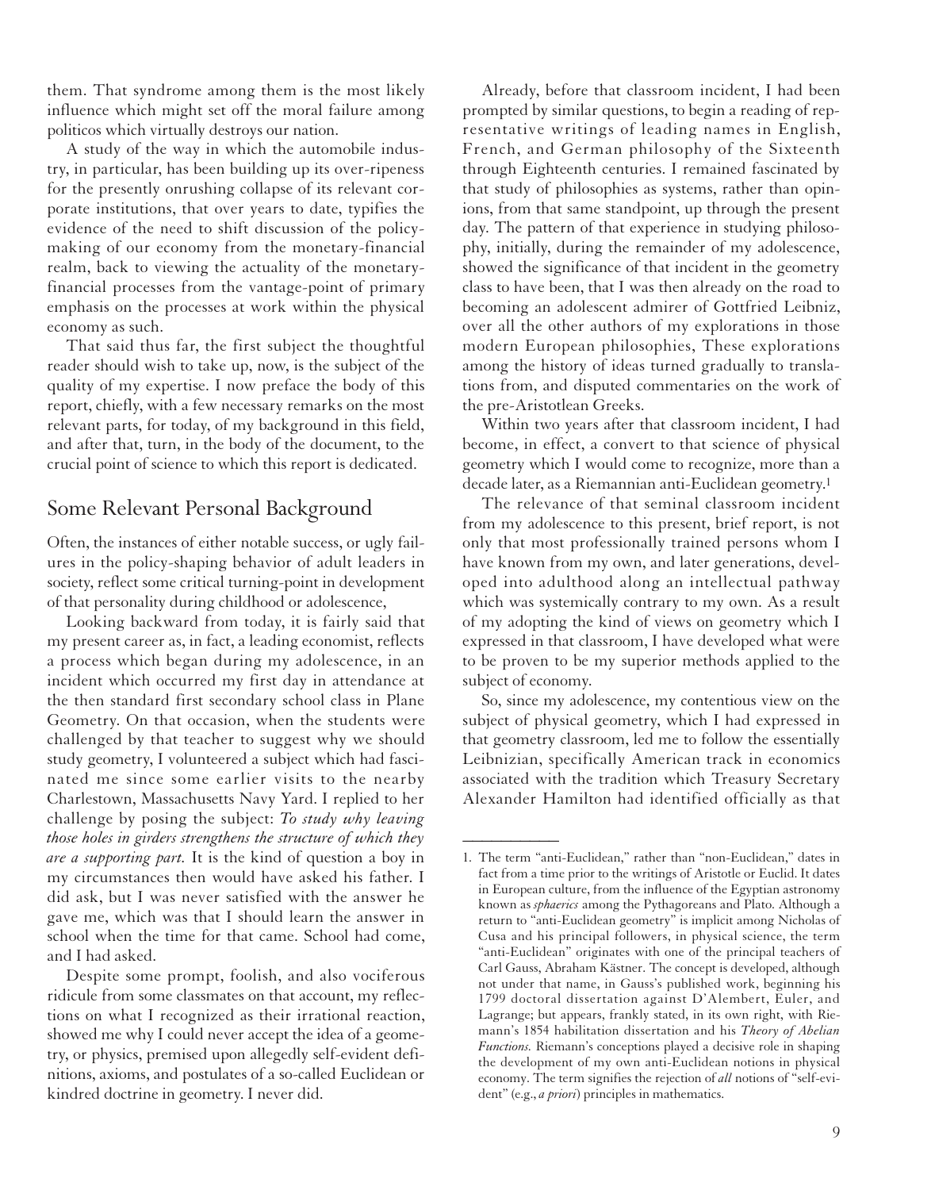them. That syndrome among them is the most likely influence which might set off the moral failure among politicos which virtually destroys our nation.

A study of the way in which the automobile industry, in particular, has been building up its over-ripeness for the presently onrushing collapse of its relevant corporate institutions, that over years to date, typifies the evidence of the need to shift discussion of the policy-making of our economy from the monetary-financial realm, back to viewing the actuality of the monetary-financial processes from the vantage-point of primary emphasis on the processes at work within the physical economy as such.

That said thus far, the first subject the thoughtful reader should wish to take up, now, is the subject of the quality of my expertise. I now preface the body of this report, chiefly, with a few necessary remarks on the most relevant parts, for today, of my background in this field, and after that, turn, in the body of the document, to the crucial point of science to which this report is dedicated.

## Some Relevant Personal Background

Often, the instances of either notable success, or ugly failures in the policy-shaping behavior of adult leaders in society, reflect some critical turning-point in development of that personality during childhood or adolescence,

Looking backward from today, it is fairly said that my present career as, in fact, a leading economist, reflects a process which began during my adolescence, in an incident which occurred my first day in attendance at the then standard first secondary school class in Plane Geometry. On that occasion, when the students were challenged by that teacher to suggest why we should study geometry, I volunteered a subject which had fascinated me since some earlier visits to the nearby Charlestown, Massachusetts Navy Yard. I replied to her challenge by posing the subject: *To study why leaving those holes in girders strengthens the structure of which they are a supporting part.* It is the kind of question a boy in my circumstances then would have asked his father. I did ask, but I was never satisfied with the answer he gave me, which was that I should learn the answer in school when the time for that came. School had come, and I had asked.

Despite some prompt, foolish, and also vociferous ridicule from some classmates on that account, my reflections on what I recognized as their irrational reaction, showed me why I could never accept the idea of a geometry, or physics, premised upon allegedly self-evident definitions, axioms, and postulates of a so-called Euclidean or kindred doctrine in geometry. I never did.

Already, before that classroom incident, I had been prompted by similar questions, to begin a reading of representative writings of leading names in English, French, and German philosophy of the Sixteenth through Eighteenth centuries. I remained fascinated by that study of philosophies as systems, rather than opinions, from that same standpoint, up through the present day. The pattern of that experience in studying philosophy, initially, during the remainder of my adolescence, showed the significance of that incident in the geometry class to have been, that I was then already on the road to becoming an adolescent admirer of Gottfried Leibniz, over all the other authors of my explorations in those modern European philosophies, These explorations among the history of ideas turned gradually to translations from, and disputed commentaries on the work of the pre-Aristotlean Greeks.

Within two years after that classroom incident, I had become, in effect, a convert to that science of physical geometry which I would come to recognize, more than a decade later, as a Riemannian anti-Euclidean geometry.[1]

The relevance of that seminal classroom incident from my adolescence to this present, brief report, is not only that most professionally trained persons whom I have known from my own, and later generations, developed into adulthood along an intellectual pathway which was systemically contrary to my own. As a result of my adopting the kind of views on geometry which I expressed in that classroom, I have developed what were to be proven to be my superior methods applied to the subject of economy.

So, since my adolescence, my contentious view on the subject of physical geometry, which I had expressed in that geometry classroom, led me to follow the essentially Leibnizian, specifically American track in economics associated with the tradition which Treasury Secretary Alexander Hamilton had identified officially as that

---

1. The term "anti-Euclidean," rather than "non-Euclidean," dates in fact from a time prior to the writings of Aristotle or Euclid. It dates in European culture, from the influence of the Egyptian astronomy known as *sphaerics* among the Pythagoreans and Plato. Although a return to "anti-Euclidean geometry" is implicit among Nicholas of Cusa and his principal followers, in physical science, the term "anti-Euclidean" originates with one of the principal teachers of Carl Gauss, Abraham Kästner. The concept is developed, although not under that name, in Gauss's published work, beginning his 1799 doctoral dissertation against D'Alembert, Euler, and Lagrange; but appears, frankly stated, in its own right, with Riemann's 1854 habilitation dissertation and his *Theory of Abelian Functions.* Riemann's conceptions played a decisive role in shaping the development of my own anti-Euclidean notions in physical economy. The term signifies the rejection of *all* notions of "self-evident" (e.g., *a priori*) principles in mathematics.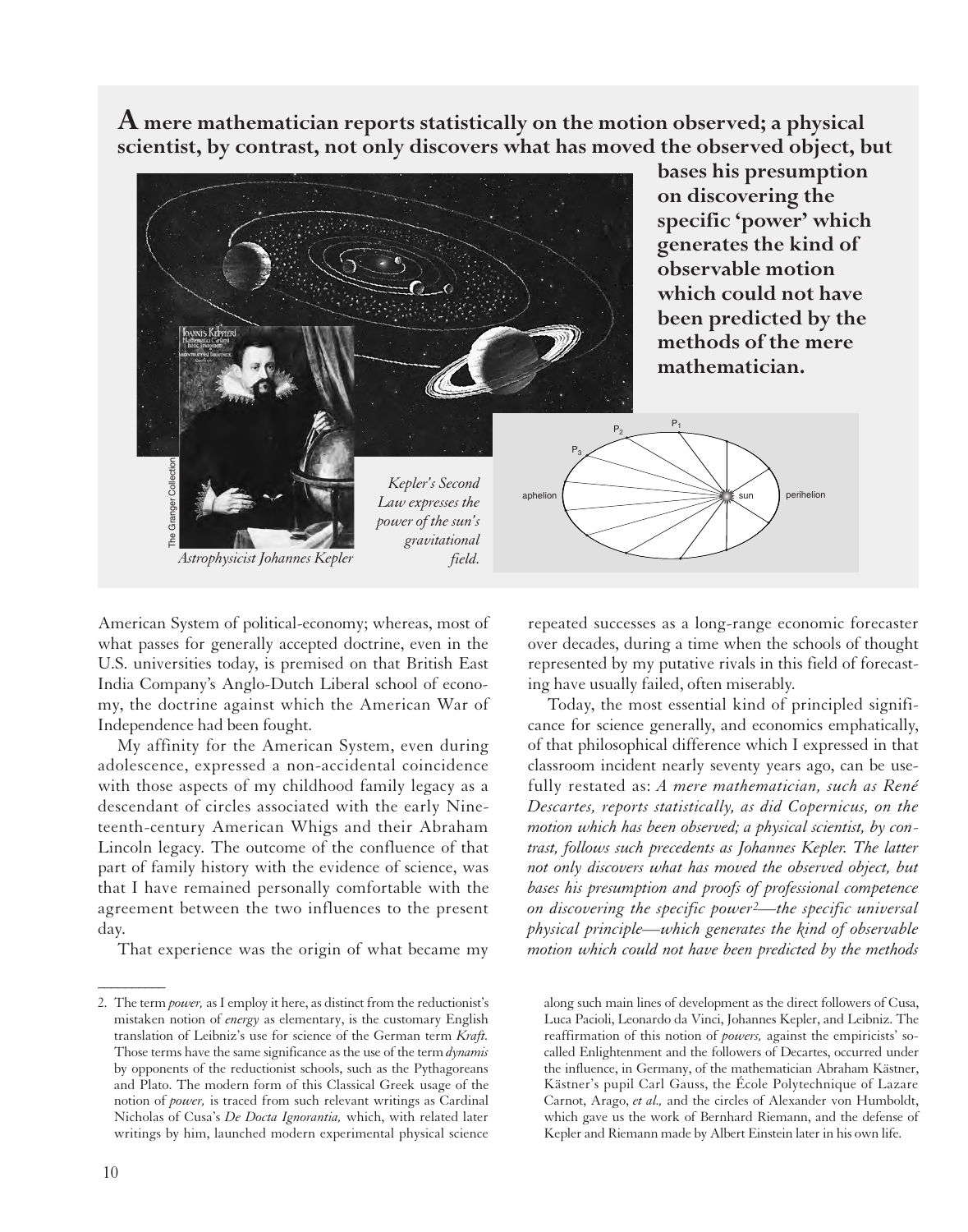**A mere mathematician reports statistically on the motion observed; a physical scientist, by contrast, not only discovers what has moved the observed object, but bases his presumption on discovering the specific 'power' which generates the kind of observable motion which could not have been predicted by the methods of the mere mathematician.**

*Astrophysicist Johannes Kepler*

*Kepler's Second Law expresses the power of the sun's gravitational field.*

American System of political-economy; whereas, most of what passes for generally accepted doctrine, even in the U.S. universities today, is premised on that British East India Company's Anglo-Dutch Liberal school of economy, the doctrine against which the American War of Independence had been fought.

My affinity for the American System, even during adolescence, expressed a non-accidental coincidence with those aspects of my childhood family legacy as a descendant of circles associated with the early Nineteenth-century American Whigs and their Abraham Lincoln legacy. The outcome of the confluence of that part of family history with the evidence of science, was that I have remained personally comfortable with the agreement between the two influences to the present day.

That experience was the origin of what became my repeated successes as a long-range economic forecaster over decades, during a time when the schools of thought represented by my putative rivals in this field of forecasting have usually failed, often miserably.

Today, the most essential kind of principled significance for science generally, and economics emphatically, of that philosophical difference which I expressed in that classroom incident nearly seventy years ago, can be usefully restated as: *A mere mathematician, such as René Descartes, reports statistically, as did Copernicus, on the motion which has been observed; a physical scientist, by contrast, follows such precedents as Johannes Kepler. The latter not only discovers what has moved the observed object, but bases his presumption and proofs of professional competence on discovering the specific power*[2]*—the specific universal physical principle—which generates the kind of observable motion which could not have been predicted by the methods*

---

2. The term *power,* as I employ it here, as distinct from the reductionist's mistaken notion of *energy* as elementary, is the customary English translation of Leibniz's use for science of the German term *Kraft.* Those terms have the same significance as the use of the term *dynamis* by opponents of the reductionist schools, such as the Pythagoreans and Plato. The modern form of this Classical Greek usage of the notion of *power,* is traced from such relevant writings as Cardinal Nicholas of Cusa's *De Docta Ignorantia,* which, with related later writings by him, launched modern experimental physical science along such main lines of development as the direct followers of Cusa, Luca Pacioli, Leonardo da Vinci, Johannes Kepler, and Leibniz. The reaffirmation of this notion of *powers,* against the empiricists' so-called Enlightenment and the followers of Decartes, occurred under the influence, in Germany, of the mathematician Abraham Kästner, Kästner's pupil Carl Gauss, the École Polytechnique of Lazare Carnot, Arago, *et al.,* and the circles of Alexander von Humboldt, which gave us the work of Bernhard Riemann, and the defense of Kepler and Riemann made by Albert Einstein later in his own life.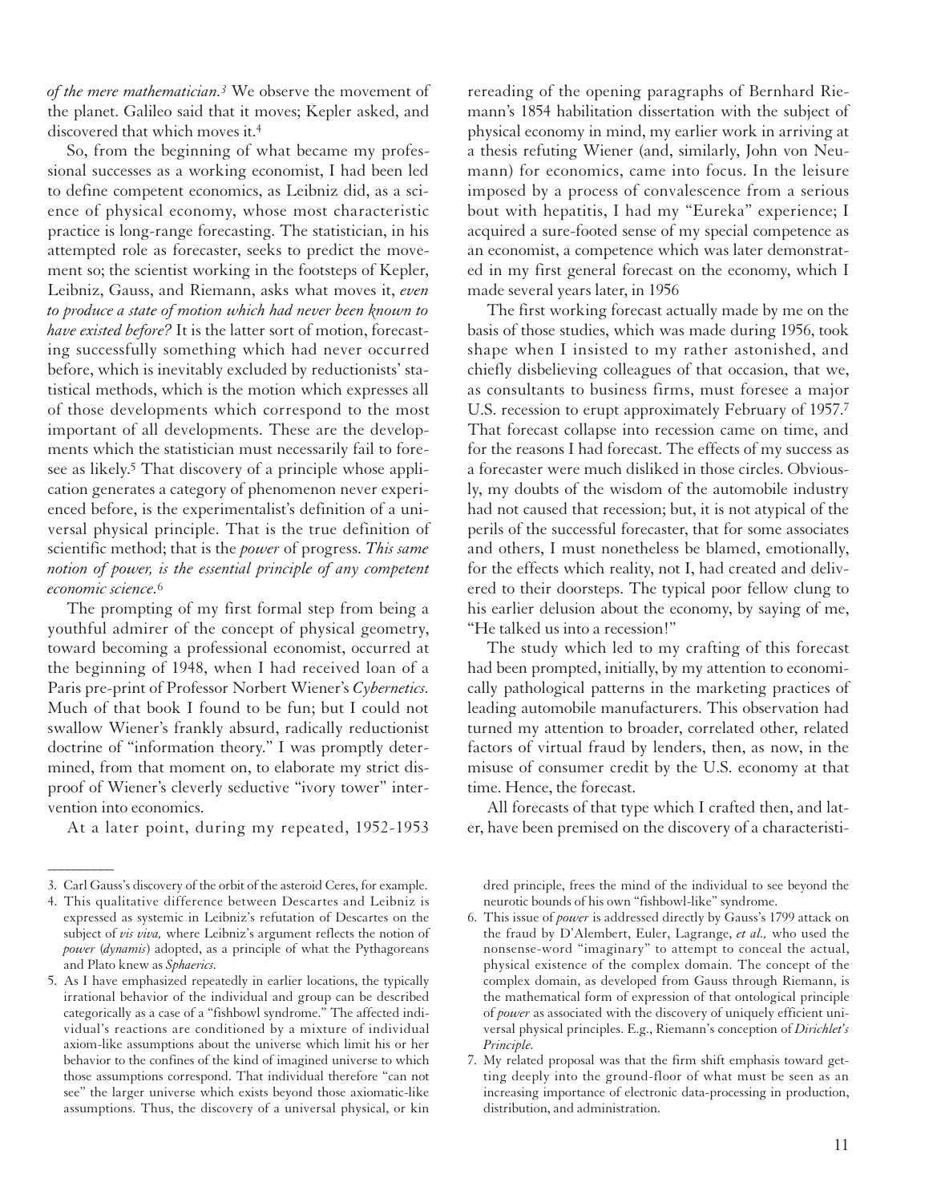*of the mere mathematician.*[3] We observe the movement of the planet. Galileo said that it moves; Kepler asked, and discovered that which moves it.[4]

So, from the beginning of what became my professional successes as a working economist, I had been led to define competent economics, as Leibniz did, as a science of physical economy, whose most characteristic practice is long-range forecasting. The statistician, in his attempted role as forecaster, seeks to predict the movement so; the scientist working in the footsteps of Kepler, Leibniz, Gauss, and Riemann, asks what moves it, *even to produce a state of motion which had never been known to have existed before?* It is the latter sort of motion, forecasting successfully something which had never occurred before, which is inevitably excluded by reductionists' statistical methods, which is the motion which expresses all of those developments which correspond to the most important of all developments. These are the developments which the statistician must necessarily fail to foresee as likely.[5] That discovery of a principle whose application generates a category of phenomenon never experienced before, is the experimentalist's definition of a universal physical principle. That is the true definition of scientific method; that is the *power* of progress. *This same notion of power, is the essential principle of any competent economic science.*[6]

The prompting of my first formal step from being a youthful admirer of the concept of physical geometry, toward becoming a professional economist, occurred at the beginning of 1948, when I had received loan of a Paris pre-print of Professor Norbert Wiener's *Cybernetics.* Much of that book I found to be fun; but I could not swallow Wiener's frankly absurd, radically reductionist doctrine of "information theory." I was promptly determined, from that moment on, to elaborate my strict disproof of Wiener's cleverly seductive "ivory tower" intervention into economics.

At a later point, during my repeated, 1952-1953 rereading of the opening paragraphs of Bernhard Riemann's 1854 habilitation dissertation with the subject of physical economy in mind, my earlier work in arriving at a thesis refuting Wiener (and, similarly, John von Neumann) for economics, came into focus. In the leisure imposed by a process of convalescence from a serious bout with hepatitis, I had my "Eureka" experience; I acquired a sure-footed sense of my special competence as an economist, a competence which was later demonstrated in my first general forecast on the economy, which I made several years later, in 1956

The first working forecast actually made by me on the basis of those studies, which was made during 1956, took shape when I insisted to my rather astonished, and chiefly disbelieving colleagues of that occasion, that we, as consultants to business firms, must foresee a major U.S. recession to erupt approximately February of 1957.[7] That forecast collapse into recession came on time, and for the reasons I had forecast. The effects of my success as a forecaster were much disliked in those circles. Obviously, my doubts of the wisdom of the automobile industry had not caused that recession; but, it is not atypical of the perils of the successful forecaster, that for some associates and others, I must nonetheless be blamed, emotionally, for the effects which reality, not I, had created and delivered to their doorsteps. The typical poor fellow clung to his earlier delusion about the economy, by saying of me, "He talked us into a recession!"

The study which led to my crafting of this forecast had been prompted, initially, by my attention to economically pathological patterns in the marketing practices of leading automobile manufacturers. This observation had turned my attention to broader, correlated other, related factors of virtual fraud by lenders, then, as now, in the misuse of consumer credit by the U.S. economy at that time. Hence, the forecast.

All forecasts of that type which I crafted then, and later, have been premised on the discovery of a characteristi-

---

3. Carl Gauss's discovery of the orbit of the asteroid Ceres, for example.

4. This qualitative difference between Descartes and Leibniz is expressed as systemic in Leibniz's refutation of Descartes on the subject of *vis viva,* where Leibniz's argument reflects the notion of *power* (*dynamis*) adopted, as a principle of what the Pythagoreans and Plato knew as *Sphaerics.*

5. As I have emphasized repeatedly in earlier locations, the typically irrational behavior of the individual and group can be described categorically as a case of a "fishbowl syndrome." The affected individual's reactions are conditioned by a mixture of individual axiom-like assumptions about the universe which limit his or her behavior to the confines of the kind of imagined universe to which those assumptions correspond. That individual therefore "can not see" the larger universe which exists beyond those axiomatic-like assumptions. Thus, the discovery of a universal physical, or kindred principle, frees the mind of the individual to see beyond the neurotic bounds of his own "fishbowl-like" syndrome.

6. This issue of *power* is addressed directly by Gauss's 1799 attack on the fraud by D'Alembert, Euler, Lagrange, *et al.,* who used the nonsense-word "imaginary" to attempt to conceal the actual, physical existence of the complex domain. The concept of the complex domain, as developed from Gauss through Riemann, is the mathematical form of expression of that ontological principle of *power* as associated with the discovery of uniquely efficient universal physical principles. E.g., Riemann's conception of *Dirichlet's Principle.*

7. My related proposal was that the firm shift emphasis toward getting deeply into the ground-floor of what must be seen as an increasing importance of electronic data-processing in production, distribution, and administration.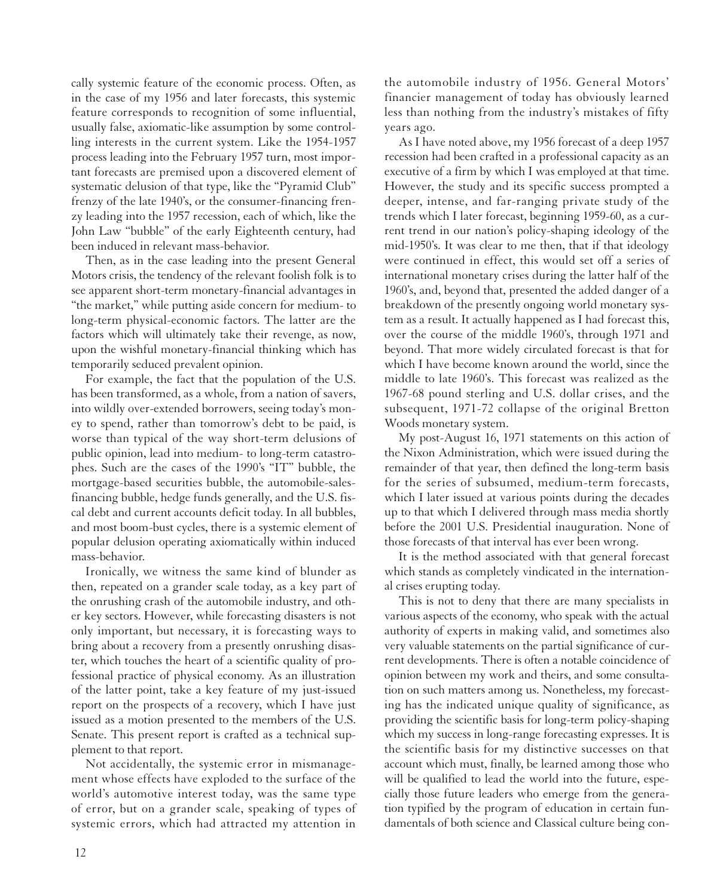cally systemic feature of the economic process. Often, as in the case of my 1956 and later forecasts, this systemic feature corresponds to recognition of some influential, usually false, axiomatic-like assumption by some controlling interests in the current system. Like the 1954-1957 process leading into the February 1957 turn, most important forecasts are premised upon a discovered element of systematic delusion of that type, like the "Pyramid Club" frenzy of the late 1940's, or the consumer-financing frenzy leading into the 1957 recession, each of which, like the John Law "bubble" of the early Eighteenth century, had been induced in relevant mass-behavior.

Then, as in the case leading into the present General Motors crisis, the tendency of the relevant foolish folk is to see apparent short-term monetary-financial advantages in "the market," while putting aside concern for medium- to long-term physical-economic factors. The latter are the factors which will ultimately take their revenge, as now, upon the wishful monetary-financial thinking which has temporarily seduced prevalent opinion.

For example, the fact that the population of the U.S. has been transformed, as a whole, from a nation of savers, into wildly over-extended borrowers, seeing today's money to spend, rather than tomorrow's debt to be paid, is worse than typical of the way short-term delusions of public opinion, lead into medium- to long-term catastrophes. Such are the cases of the 1990's "IT" bubble, the mortgage-based securities bubble, the automobile-sales-financing bubble, hedge funds generally, and the U.S. fiscal debt and current accounts deficit today. In all bubbles, and most boom-bust cycles, there is a systemic element of popular delusion operating axiomatically within induced mass-behavior.

Ironically, we witness the same kind of blunder as then, repeated on a grander scale today, as a key part of the onrushing crash of the automobile industry, and other key sectors. However, while forecasting disasters is not only important, but necessary, it is forecasting ways to bring about a recovery from a presently onrushing disaster, which touches the heart of a scientific quality of professional practice of physical economy. As an illustration of the latter point, take a key feature of my just-issued report on the prospects of a recovery, which I have just issued as a motion presented to the members of the U.S. Senate. This present report is crafted as a technical supplement to that report.

Not accidentally, the systemic error in mismanagement whose effects have exploded to the surface of the world's automotive interest today, was the same type of error, but on a grander scale, speaking of types of systemic errors, which had attracted my attention in the automobile industry of 1956. General Motors' financier management of today has obviously learned less than nothing from the industry's mistakes of fifty years ago.

As I have noted above, my 1956 forecast of a deep 1957 recession had been crafted in a professional capacity as an executive of a firm by which I was employed at that time. However, the study and its specific success prompted a deeper, intense, and far-ranging private study of the trends which I later forecast, beginning 1959-60, as a current trend in our nation's policy-shaping ideology of the mid-1950's. It was clear to me then, that if that ideology were continued in effect, this would set off a series of international monetary crises during the latter half of the 1960's, and, beyond that, presented the added danger of a breakdown of the presently ongoing world monetary system as a result. It actually happened as I had forecast this, over the course of the middle 1960's, through 1971 and beyond. That more widely circulated forecast is that for which I have become known around the world, since the middle to late 1960's. This forecast was realized as the 1967-68 pound sterling and U.S. dollar crises, and the subsequent, 1971-72 collapse of the original Bretton Woods monetary system.

My post-August 16, 1971 statements on this action of the Nixon Administration, which were issued during the remainder of that year, then defined the long-term basis for the series of subsumed, medium-term forecasts, which I later issued at various points during the decades up to that which I delivered through mass media shortly before the 2001 U.S. Presidential inauguration. None of those forecasts of that interval has ever been wrong.

It is the method associated with that general forecast which stands as completely vindicated in the international crises erupting today.

This is not to deny that there are many specialists in various aspects of the economy, who speak with the actual authority of experts in making valid, and sometimes also very valuable statements on the partial significance of current developments. There is often a notable coincidence of opinion between my work and theirs, and some consultation on such matters among us. Nonetheless, my forecasting has the indicated unique quality of significance, as providing the scientific basis for long-term policy-shaping which my success in long-range forecasting expresses. It is the scientific basis for my distinctive successes on that account which must, finally, be learned among those who will be qualified to lead the world into the future, especially those future leaders who emerge from the generation typified by the program of education in certain fundamentals of both science and Classical culture being con-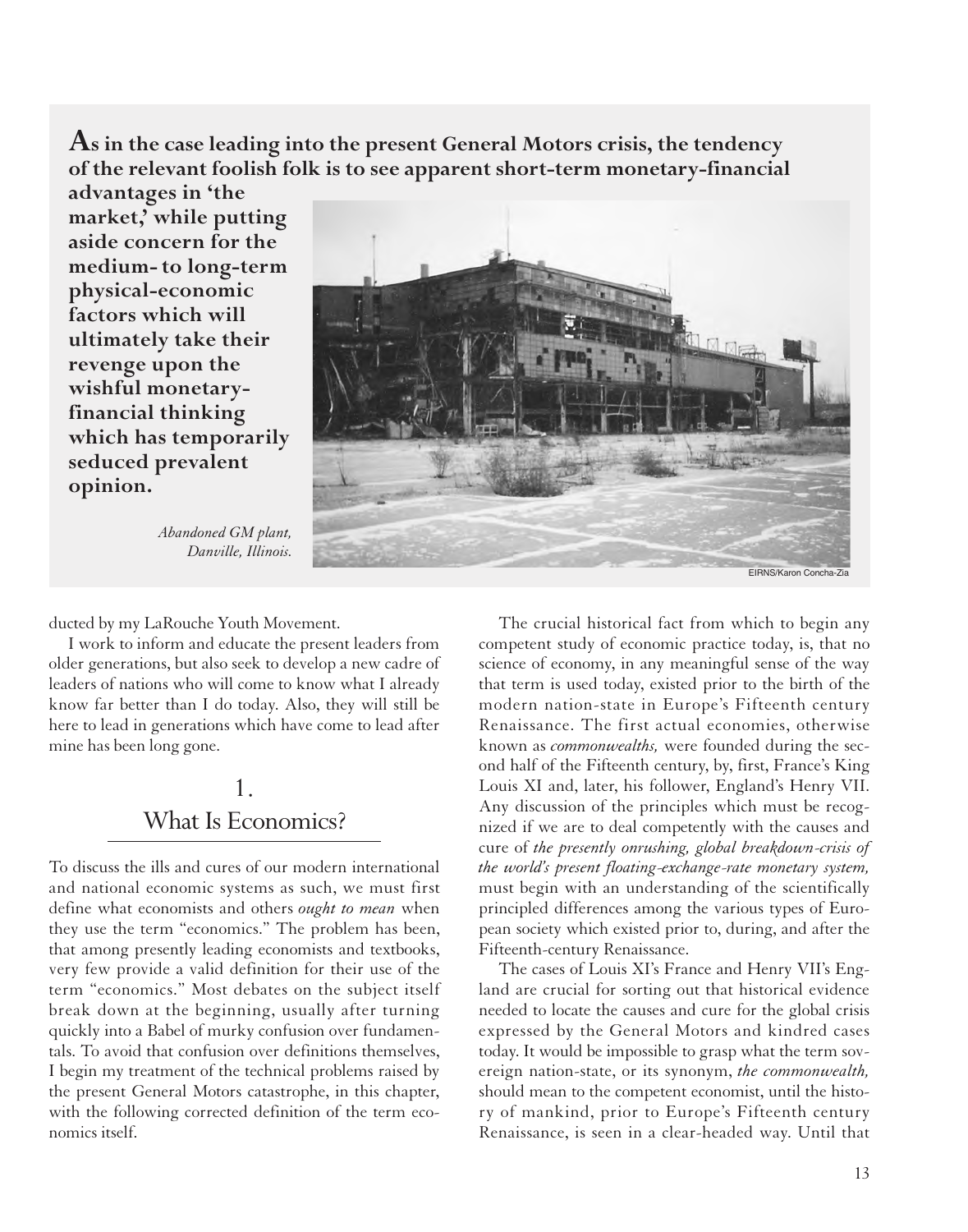**As in the case leading into the present General Motors crisis, the tendency of the relevant foolish folk is to see apparent short-term monetary-financial advantages in 'the market,' while putting aside concern for the medium- to long-term physical-economic factors which will ultimately take their revenge upon the wishful monetary-financial thinking which has temporarily seduced prevalent opinion.**

*Abandoned GM plant, Danville, Illinois.*

EIRNS/Karon Concha-Zia

ducted by my LaRouche Youth Movement.

I work to inform and educate the present leaders from older generations, but also seek to develop a new cadre of leaders of nations who will come to know what I already know far better than I do today. Also, they will still be here to lead in generations which have come to lead after mine has been long gone.

## 1. What Is Economics?

To discuss the ills and cures of our modern international and national economic systems as such, we must first define what economists and others *ought to mean* when they use the term "economics." The problem has been, that among presently leading economists and textbooks, very few provide a valid definition for their use of the term "economics." Most debates on the subject itself break down at the beginning, usually after turning quickly into a Babel of murky confusion over fundamentals. To avoid that confusion over definitions themselves, I begin my treatment of the technical problems raised by the present General Motors catastrophe, in this chapter, with the following corrected definition of the term economics itself.

The crucial historical fact from which to begin any competent study of economic practice today, is, that no science of economy, in any meaningful sense of the way that term is used today, existed prior to the birth of the modern nation-state in Europe's Fifteenth century Renaissance. The first actual economies, otherwise known as *commonwealths,* were founded during the second half of the Fifteenth century, by, first, France's King Louis XI and, later, his follower, England's Henry VII. Any discussion of the principles which must be recognized if we are to deal competently with the causes and cure of *the presently onrushing, global breakdown-crisis of the world's present floating-exchange-rate monetary system,* must begin with an understanding of the scientifically principled differences among the various types of European society which existed prior to, during, and after the Fifteenth-century Renaissance.

The cases of Louis XI's France and Henry VII's England are crucial for sorting out that historical evidence needed to locate the causes and cure for the global crisis expressed by the General Motors and kindred cases today. It would be impossible to grasp what the term sovereign nation-state, or its synonym, *the commonwealth,* should mean to the competent economist, until the history of mankind, prior to Europe's Fifteenth century Renaissance, is seen in a clear-headed way. Until that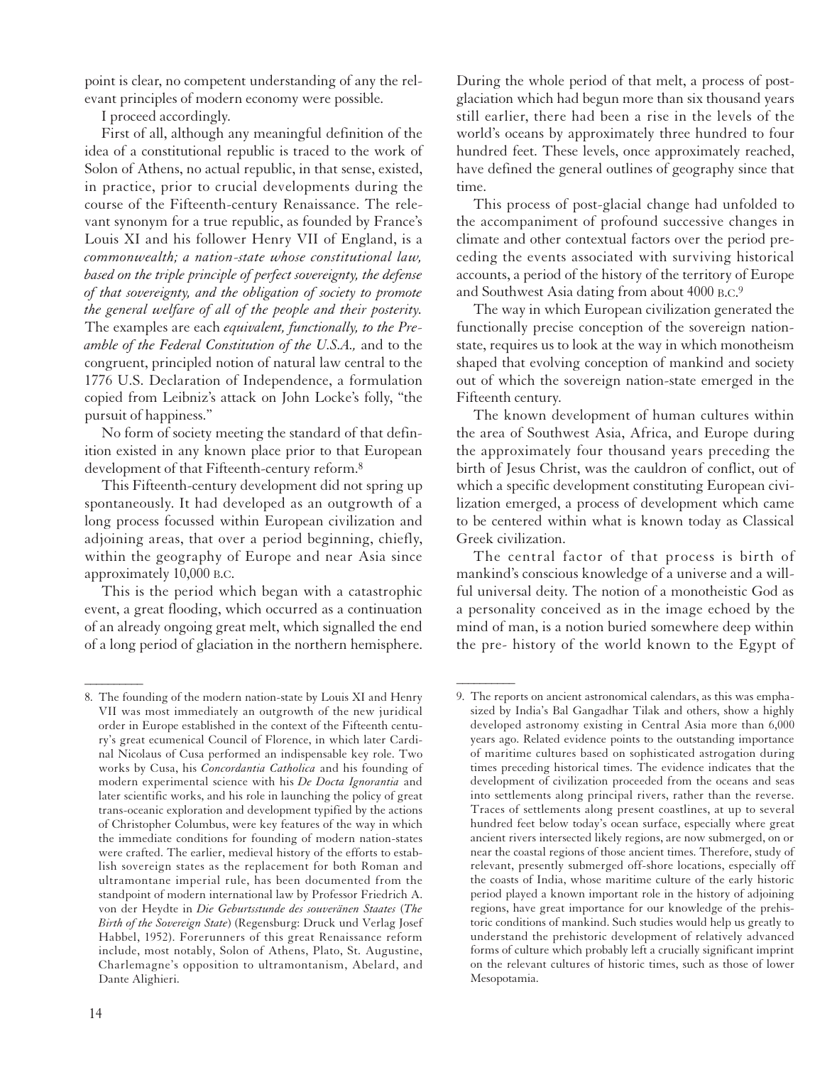point is clear, no competent understanding of any the relevant principles of modern economy were possible.

I proceed accordingly.

First of all, although any meaningful definition of the idea of a constitutional republic is traced to the work of Solon of Athens, no actual republic, in that sense, existed, in practice, prior to crucial developments during the course of the Fifteenth-century Renaissance. The relevant synonym for a true republic, as founded by France's Louis XI and his follower Henry VII of England, is a *commonwealth; a nation-state whose constitutional law, based on the triple principle of perfect sovereignty, the defense of that sovereignty, and the obligation of society to promote the general welfare of all of the people and their posterity.* The examples are each *equivalent, functionally, to the Preamble of the Federal Constitution of the U.S.A.,* and to the congruent, principled notion of natural law central to the 1776 U.S. Declaration of Independence, a formulation copied from Leibniz's attack on John Locke's folly, "the pursuit of happiness."

No form of society meeting the standard of that definition existed in any known place prior to that European development of that Fifteenth-century reform.[8]

This Fifteenth-century development did not spring up spontaneously. It had developed as an outgrowth of a long process focussed within European civilization and adjoining areas, that over a period beginning, chiefly, within the geography of Europe and near Asia since approximately 10,000 B.C.

This is the period which began with a catastrophic event, a great flooding, which occurred as a continuation of an already ongoing great melt, which signalled the end of a long period of glaciation in the northern hemisphere. During the whole period of that melt, a process of post-glaciation which had begun more than six thousand years still earlier, there had been a rise in the levels of the world's oceans by approximately three hundred to four hundred feet. These levels, once approximately reached, have defined the general outlines of geography since that time.

This process of post-glacial change had unfolded to the accompaniment of profound successive changes in climate and other contextual factors over the period preceding the events associated with surviving historical accounts, a period of the history of the territory of Europe and Southwest Asia dating from about 4000 B.C.[9]

The way in which European civilization generated the functionally precise conception of the sovereign nation-state, requires us to look at the way in which monotheism shaped that evolving conception of mankind and society out of which the sovereign nation-state emerged in the Fifteenth century.

The known development of human cultures within the area of Southwest Asia, Africa, and Europe during the approximately four thousand years preceding the birth of Jesus Christ, was the cauldron of conflict, out of which a specific development constituting European civilization emerged, a process of development which came to be centered within what is known today as Classical Greek civilization.

The central factor of that process is birth of mankind's conscious knowledge of a universe and a willful universal deity. The notion of a monotheistic God as a personality conceived as in the image echoed by the mind of man, is a notion buried somewhere deep within the pre- history of the world known to the Egypt of

---

8. The founding of the modern nation-state by Louis XI and Henry VII was most immediately an outgrowth of the new juridical order in Europe established in the context of the Fifteenth century's great ecumenical Council of Florence, in which later Cardinal Nicolaus of Cusa performed an indispensable key role. Two works by Cusa, his *Concordantia Catholica* and his founding of modern experimental science with his *De Docta Ignorantia* and later scientific works, and his role in launching the policy of great trans-oceanic exploration and development typified by the actions of Christopher Columbus, were key features of the way in which the immediate conditions for founding of modern nation-states were crafted. The earlier, medieval history of the efforts to establish sovereign states as the replacement for both Roman and ultramontane imperial rule, has been documented from the standpoint of modern international law by Professor Friedrich A. von der Heydte in *Die Geburtsstunde des souveränen Staates* (*The Birth of the Sovereign State*) (Regensburg: Druck und Verlag Josef Habbel, 1952). Forerunners of this great Renaissance reform include, most notably, Solon of Athens, Plato, St. Augustine, Charlemagne's opposition to ultramontanism, Abelard, and Dante Alighieri.

9. The reports on ancient astronomical calendars, as this was emphasized by India's Bal Gangadhar Tilak and others, show a highly developed astronomy existing in Central Asia more than 6,000 years ago. Related evidence points to the outstanding importance of maritime cultures based on sophisticated astrogation during times preceding historical times. The evidence indicates that the development of civilization proceeded from the oceans and seas into settlements along principal rivers, rather than the reverse. Traces of settlements along present coastlines, at up to several hundred feet below today's ocean surface, especially where great ancient rivers intersected likely regions, are now submerged, on or near the coastal regions of those ancient times. Therefore, study of relevant, presently submerged off-shore locations, especially off the coasts of India, whose maritime culture of the early historic period played a known important role in the history of adjoining regions, have great importance for our knowledge of the prehistoric conditions of mankind. Such studies would help us greatly to understand the prehistoric development of relatively advanced forms of culture which probably left a crucially significant imprint on the relevant cultures of historic times, such as those of lower Mesopotamia.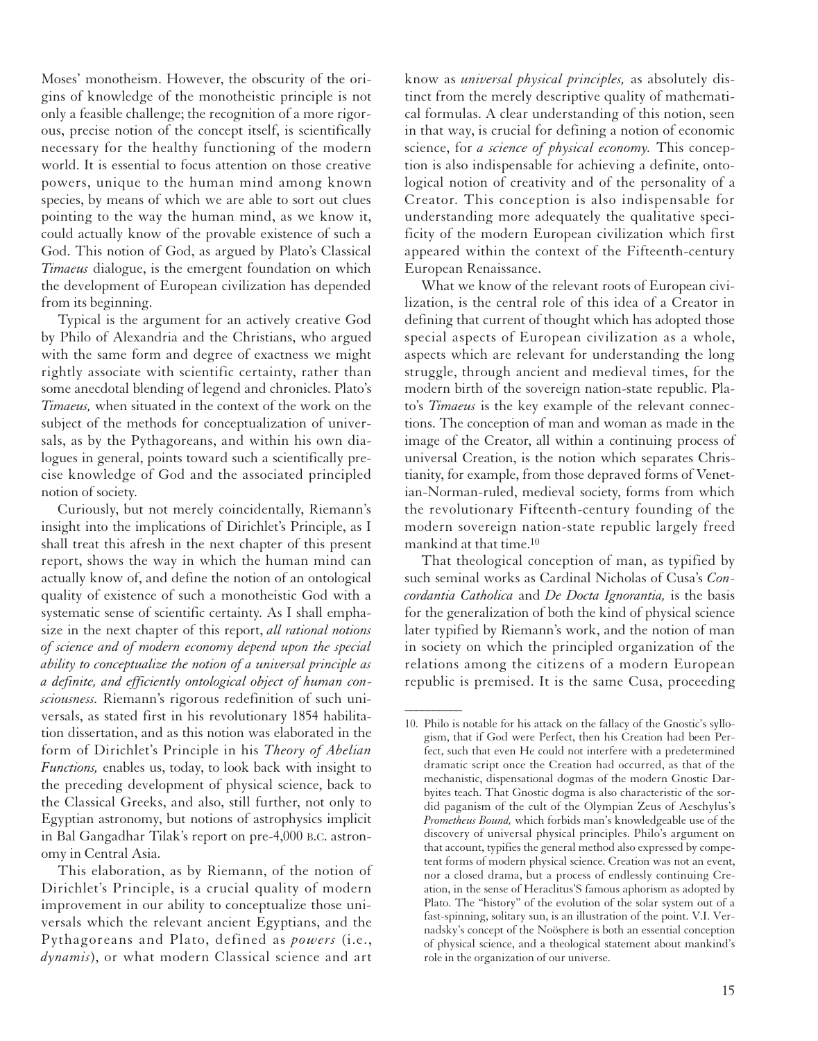Moses' monotheism. However, the obscurity of the origins of knowledge of the monotheistic principle is not only a feasible challenge; the recognition of a more rigorous, precise notion of the concept itself, is scientifically necessary for the healthy functioning of the modern world. It is essential to focus attention on those creative powers, unique to the human mind among known species, by means of which we are able to sort out clues pointing to the way the human mind, as we know it, could actually know of the provable existence of such a God. This notion of God, as argued by Plato's Classical *Timaeus* dialogue, is the emergent foundation on which the development of European civilization has depended from its beginning.

Typical is the argument for an actively creative God by Philo of Alexandria and the Christians, who argued with the same form and degree of exactness we might rightly associate with scientific certainty, rather than some anecdotal blending of legend and chronicles. Plato's *Timaeus,* when situated in the context of the work on the subject of the methods for conceptualization of universals, as by the Pythagoreans, and within his own dialogues in general, points toward such a scientifically precise knowledge of God and the associated principled notion of society.

Curiously, but not merely coincidentally, Riemann's insight into the implications of Dirichlet's Principle, as I shall treat this afresh in the next chapter of this present report, shows the way in which the human mind can actually know of, and define the notion of an ontological quality of existence of such a monotheistic God with a systematic sense of scientific certainty. As I shall emphasize in the next chapter of this report, *all rational notions of science and of modern economy depend upon the special ability to conceptualize the notion of a universal principle as a definite, and efficiently ontological object of human consciousness.* Riemann's rigorous redefinition of such universals, as stated first in his revolutionary 1854 habilitation dissertation, and as this notion was elaborated in the form of Dirichlet's Principle in his *Theory of Abelian Functions,* enables us, today, to look back with insight to the preceding development of physical science, back to the Classical Greeks, and also, still further, not only to Egyptian astronomy, but notions of astrophysics implicit in Bal Gangadhar Tilak's report on pre-4,000 B.C. astronomy in Central Asia.

This elaboration, as by Riemann, of the notion of Dirichlet's Principle, is a crucial quality of modern improvement in our ability to conceptualize those universals which the relevant ancient Egyptians, and the Pythagoreans and Plato, defined as *powers* (i.e., *dynamis*), or what modern Classical science and art know as *universal physical principles,* as absolutely distinct from the merely descriptive quality of mathematical formulas. A clear understanding of this notion, seen in that way, is crucial for defining a notion of economic science, for *a science of physical economy.* This conception is also indispensable for achieving a definite, ontological notion of creativity and of the personality of a Creator. This conception is also indispensable for understanding more adequately the qualitative specificity of the modern European civilization which first appeared within the context of the Fifteenth-century European Renaissance.

What we know of the relevant roots of European civilization, is the central role of this idea of a Creator in defining that current of thought which has adopted those special aspects of European civilization as a whole, aspects which are relevant for understanding the long struggle, through ancient and medieval times, for the modern birth of the sovereign nation-state republic. Plato's *Timaeus* is the key example of the relevant connections. The conception of man and woman as made in the image of the Creator, all within a continuing process of universal Creation, is the notion which separates Christianity, for example, from those depraved forms of Venetian-Norman-ruled, medieval society, forms from which the revolutionary Fifteenth-century founding of the modern sovereign nation-state republic largely freed mankind at that time.[10]

That theological conception of man, as typified by such seminal works as Cardinal Nicholas of Cusa's *Concordantia Catholica* and *De Docta Ignorantia,* is the basis for the generalization of both the kind of physical science later typified by Riemann's work, and the notion of man in society on which the principled organization of the relations among the citizens of a modern European republic is premised. It is the same Cusa, proceeding

---

10. Philo is notable for his attack on the fallacy of the Gnostic's syllogism, that if God were Perfect, then his Creation had been Perfect, such that even He could not interfere with a predetermined dramatic script once the Creation had occurred, as that of the mechanistic, dispensational dogmas of the modern Gnostic Darbyites teach. That Gnostic dogma is also characteristic of the sordid paganism of the cult of the Olympian Zeus of Aeschylus's *Prometheus Bound,* which forbids man's knowledgeable use of the discovery of universal physical principles. Philo's argument on that account, typifies the general method also expressed by competent forms of modern physical science. Creation was not an event, nor a closed drama, but a process of endlessly continuing Creation, in the sense of Heraclitus'S famous aphorism as adopted by Plato. The "history" of the evolution of the solar system out of a fast-spinning, solitary sun, is an illustration of the point. V.I. Vernadsky's concept of the Noösphere is both an essential conception of physical science, and a theological statement about mankind's role in the organization of our universe.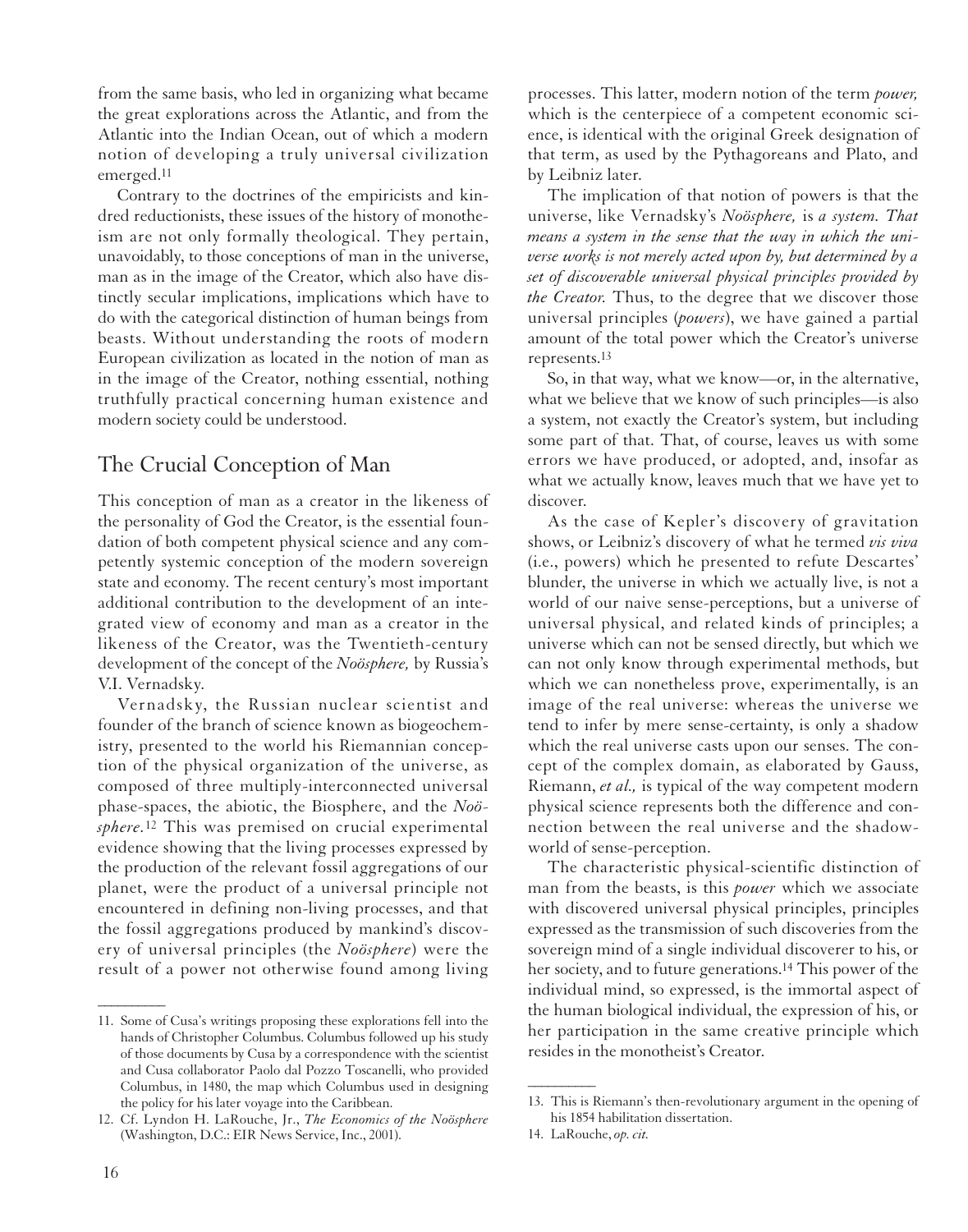from the same basis, who led in organizing what became the great explorations across the Atlantic, and from the Atlantic into the Indian Ocean, out of which a modern notion of developing a truly universal civilization emerged.[11]

Contrary to the doctrines of the empiricists and kindred reductionists, these issues of the history of monotheism are not only formally theological. They pertain, unavoidably, to those conceptions of man in the universe, man as in the image of the Creator, which also have distinctly secular implications, implications which have to do with the categorical distinction of human beings from beasts. Without understanding the roots of modern European civilization as located in the notion of man as in the image of the Creator, nothing essential, nothing truthfully practical concerning human existence and modern society could be understood.

## The Crucial Conception of Man

This conception of man as a creator in the likeness of the personality of God the Creator, is the essential foundation of both competent physical science and any competently systemic conception of the modern sovereign state and economy. The recent century's most important additional contribution to the development of an integrated view of economy and man as a creator in the likeness of the Creator, was the Twentieth-century development of the concept of the *Noösphere,* by Russia's V.I. Vernadsky.

Vernadsky, the Russian nuclear scientist and founder of the branch of science known as biogeochemistry, presented to the world his Riemannian conception of the physical organization of the universe, as composed of three multiply-interconnected universal phase-spaces, the abiotic, the Biosphere, and the *Noösphere.*[12] This was premised on crucial experimental evidence showing that the living processes expressed by the production of the relevant fossil aggregations of our planet, were the product of a universal principle not encountered in defining non-living processes, and that the fossil aggregations produced by mankind's discovery of universal principles (the *Noösphere*) were the result of a power not otherwise found among living processes. This latter, modern notion of the term *power,* which is the centerpiece of a competent economic science, is identical with the original Greek designation of that term, as used by the Pythagoreans and Plato, and by Leibniz later.

The implication of that notion of powers is that the universe, like Vernadsky's *Noösphere,* is *a system. That means a system in the sense that the way in which the universe works is not merely acted upon by, but determined by a set of discoverable universal physical principles provided by the Creator.* Thus, to the degree that we discover those universal principles (*powers*), we have gained a partial amount of the total power which the Creator's universe represents.[13]

So, in that way, what we know—or, in the alternative, what we believe that we know of such principles—is also a system, not exactly the Creator's system, but including some part of that. That, of course, leaves us with some errors we have produced, or adopted, and, insofar as what we actually know, leaves much that we have yet to discover.

As the case of Kepler's discovery of gravitation shows, or Leibniz's discovery of what he termed *vis viva* (i.e., powers) which he presented to refute Descartes' blunder, the universe in which we actually live, is not a world of our naive sense-perceptions, but a universe of universal physical, and related kinds of principles; a universe which can not be sensed directly, but which we can not only know through experimental methods, but which we can nonetheless prove, experimentally, is an image of the real universe: whereas the universe we tend to infer by mere sense-certainty, is only a shadow which the real universe casts upon our senses. The concept of the complex domain, as elaborated by Gauss, Riemann, *et al.,* is typical of the way competent modern physical science represents both the difference and connection between the real universe and the shadow-world of sense-perception.

The characteristic physical-scientific distinction of man from the beasts, is this *power* which we associate with discovered universal physical principles, principles expressed as the transmission of such discoveries from the sovereign mind of a single individual discoverer to his, or her society, and to future generations.[14] This power of the individual mind, so expressed, is the immortal aspect of the human biological individual, the expression of his, or her participation in the same creative principle which resides in the monotheist's Creator.

---

11. Some of Cusa's writings proposing these explorations fell into the hands of Christopher Columbus. Columbus followed up his study of those documents by Cusa by a correspondence with the scientist and Cusa collaborator Paolo dal Pozzo Toscanelli, who provided Columbus, in 1480, the map which Columbus used in designing the policy for his later voyage into the Caribbean.

12. Cf. Lyndon H. LaRouche, Jr., *The Economics of the Noösphere* (Washington, D.C.: EIR News Service, Inc., 2001).

13. This is Riemann's then-revolutionary argument in the opening of his 1854 habilitation dissertation.

14. LaRouche, *op. cit.*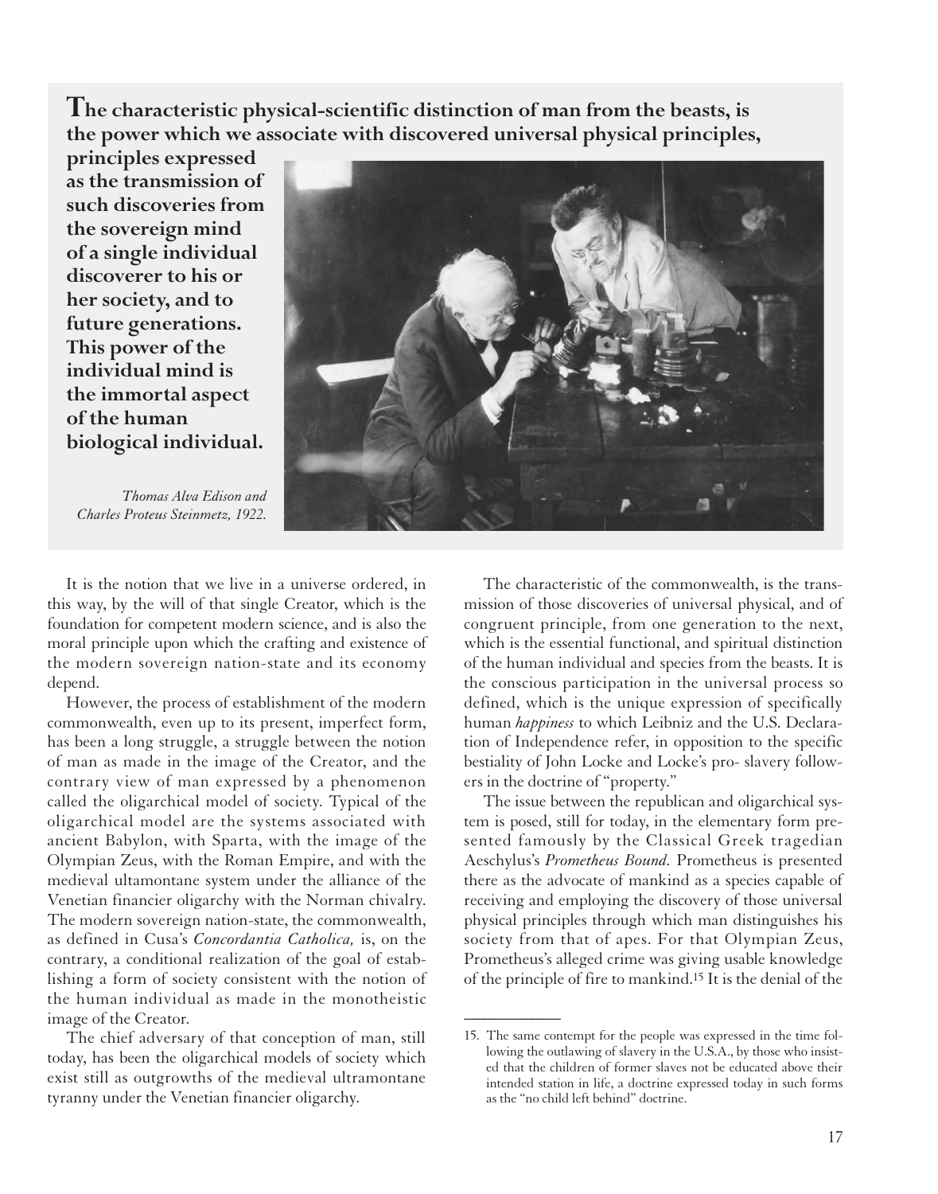**The characteristic physical-scientific distinction of man from the beasts, is the power which we associate with discovered universal physical principles, principles expressed as the transmission of such discoveries from the sovereign mind of a single individual discoverer to his or her society, and to future generations. This power of the individual mind is the immortal aspect of the human biological individual.**

*Thomas Alva Edison and Charles Proteus Steinmetz, 1922.*

It is the notion that we live in a universe ordered, in this way, by the will of that single Creator, which is the foundation for competent modern science, and is also the moral principle upon which the crafting and existence of the modern sovereign nation-state and its economy depend.

However, the process of establishment of the modern commonwealth, even up to its present, imperfect form, has been a long struggle, a struggle between the notion of man as made in the image of the Creator, and the contrary view of man expressed by a phenomenon called the oligarchical model of society. Typical of the oligarchical model are the systems associated with ancient Babylon, with Sparta, with the image of the Olympian Zeus, with the Roman Empire, and with the medieval ultamontane system under the alliance of the Venetian financier oligarchy with the Norman chivalry. The modern sovereign nation-state, the commonwealth, as defined in Cusa's *Concordantia Catholica,* is, on the contrary, a conditional realization of the goal of establishing a form of society consistent with the notion of the human individual as made in the monotheistic image of the Creator.

The chief adversary of that conception of man, still today, has been the oligarchical models of society which exist still as outgrowths of the medieval ultramontane tyranny under the Venetian financier oligarchy.

The characteristic of the commonwealth, is the transmission of those discoveries of universal physical, and of congruent principle, from one generation to the next, which is the essential functional, and spiritual distinction of the human individual and species from the beasts. It is the conscious participation in the universal process so defined, which is the unique expression of specifically human *happiness* to which Leibniz and the U.S. Declaration of Independence refer, in opposition to the specific bestiality of John Locke and Locke's pro- slavery followers in the doctrine of "property."

The issue between the republican and oligarchical system is posed, still for today, in the elementary form presented famously by the Classical Greek tragedian Aeschylus's *Prometheus Bound.* Prometheus is presented there as the advocate of mankind as a species capable of receiving and employing the discovery of those universal physical principles through which man distinguishes his society from that of apes. For that Olympian Zeus, Prometheus's alleged crime was giving usable knowledge of the principle of fire to mankind.[15] It is the denial of the

15. The same contempt for the people was expressed in the time following the outlawing of slavery in the U.S.A., by those who insisted that the children of former slaves not be educated above their intended station in life, a doctrine expressed today in such forms as the "no child left behind" doctrine.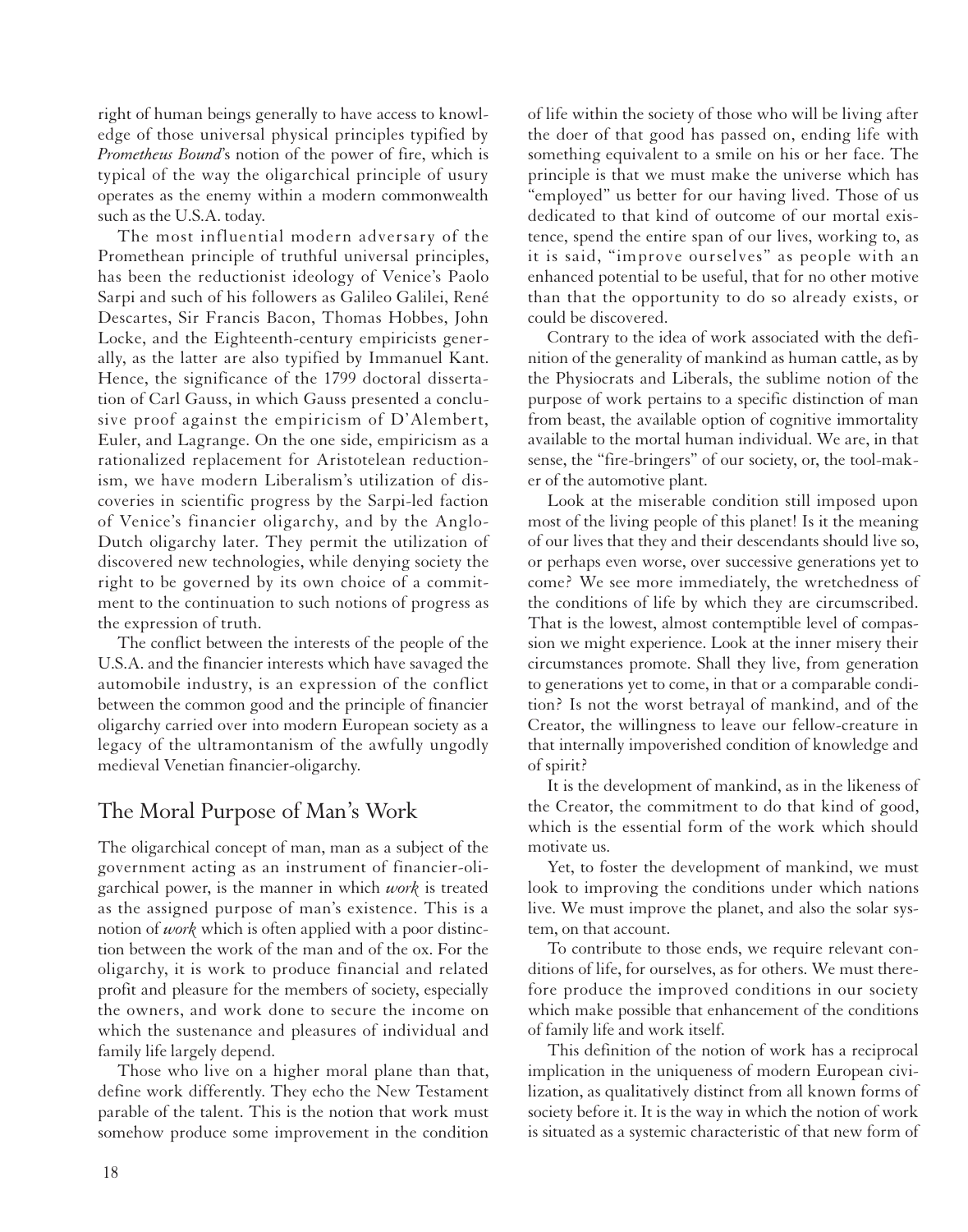right of human beings generally to have access to knowledge of those universal physical principles typified by *Prometheus Bound*'s notion of the power of fire, which is typical of the way the oligarchical principle of usury operates as the enemy within a modern commonwealth such as the U.S.A. today.

The most influential modern adversary of the Promethean principle of truthful universal principles, has been the reductionist ideology of Venice's Paolo Sarpi and such of his followers as Galileo Galilei, René Descartes, Sir Francis Bacon, Thomas Hobbes, John Locke, and the Eighteenth-century empiricists generally, as the latter are also typified by Immanuel Kant. Hence, the significance of the 1799 doctoral dissertation of Carl Gauss, in which Gauss presented a conclusive proof against the empiricism of D'Alembert, Euler, and Lagrange. On the one side, empiricism as a rationalized replacement for Aristotelean reductionism, we have modern Liberalism's utilization of discoveries in scientific progress by the Sarpi-led faction of Venice's financier oligarchy, and by the Anglo-Dutch oligarchy later. They permit the utilization of discovered new technologies, while denying society the right to be governed by its own choice of a commitment to the continuation to such notions of progress as the expression of truth.

The conflict between the interests of the people of the U.S.A. and the financier interests which have savaged the automobile industry, is an expression of the conflict between the common good and the principle of financier oligarchy carried over into modern European society as a legacy of the ultramontanism of the awfully ungodly medieval Venetian financier-oligarchy.

## The Moral Purpose of Man's Work

The oligarchical concept of man, man as a subject of the government acting as an instrument of financier-oligarchical power, is the manner in which *work* is treated as the assigned purpose of man's existence. This is a notion of *work* which is often applied with a poor distinction between the work of the man and of the ox. For the oligarchy, it is work to produce financial and related profit and pleasure for the members of society, especially the owners, and work done to secure the income on which the sustenance and pleasures of individual and family life largely depend.

Those who live on a higher moral plane than that, define work differently. They echo the New Testament parable of the talent. This is the notion that work must somehow produce some improvement in the condition of life within the society of those who will be living after the doer of that good has passed on, ending life with something equivalent to a smile on his or her face. The principle is that we must make the universe which has "employed" us better for our having lived. Those of us dedicated to that kind of outcome of our mortal existence, spend the entire span of our lives, working to, as it is said, "improve ourselves" as people with an enhanced potential to be useful, that for no other motive than that the opportunity to do so already exists, or could be discovered.

Contrary to the idea of work associated with the definition of the generality of mankind as human cattle, as by the Physiocrats and Liberals, the sublime notion of the purpose of work pertains to a specific distinction of man from beast, the available option of cognitive immortality available to the mortal human individual. We are, in that sense, the "fire-bringers" of our society, or, the tool-maker of the automotive plant.

Look at the miserable condition still imposed upon most of the living people of this planet! Is it the meaning of our lives that they and their descendants should live so, or perhaps even worse, over successive generations yet to come? We see more immediately, the wretchedness of the conditions of life by which they are circumscribed. That is the lowest, almost contemptible level of compassion we might experience. Look at the inner misery their circumstances promote. Shall they live, from generation to generations yet to come, in that or a comparable condition? Is not the worst betrayal of mankind, and of the Creator, the willingness to leave our fellow-creature in that internally impoverished condition of knowledge and of spirit?

It is the development of mankind, as in the likeness of the Creator, the commitment to do that kind of good, which is the essential form of the work which should motivate us.

Yet, to foster the development of mankind, we must look to improving the conditions under which nations live. We must improve the planet, and also the solar system, on that account.

To contribute to those ends, we require relevant conditions of life, for ourselves, as for others. We must therefore produce the improved conditions in our society which make possible that enhancement of the conditions of family life and work itself.

This definition of the notion of work has a reciprocal implication in the uniqueness of modern European civilization, as qualitatively distinct from all known forms of society before it. It is the way in which the notion of work is situated as a systemic characteristic of that new form of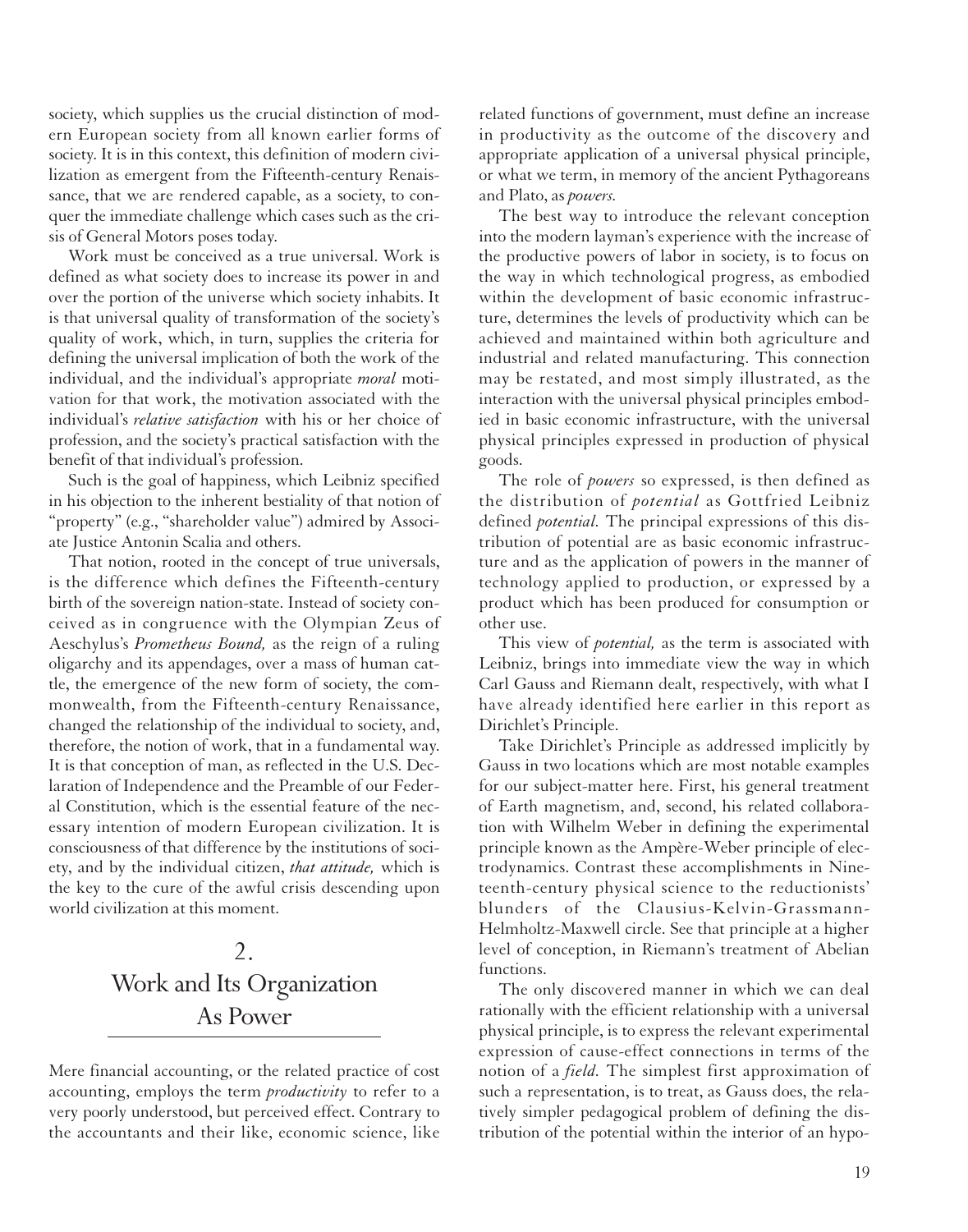society, which supplies us the crucial distinction of modern European society from all known earlier forms of society. It is in this context, this definition of modern civilization as emergent from the Fifteenth-century Renaissance, that we are rendered capable, as a society, to conquer the immediate challenge which cases such as the crisis of General Motors poses today.

Work must be conceived as a true universal. Work is defined as what society does to increase its power in and over the portion of the universe which society inhabits. It is that universal quality of transformation of the society's quality of work, which, in turn, supplies the criteria for defining the universal implication of both the work of the individual, and the individual's appropriate *moral* motivation for that work, the motivation associated with the individual's *relative satisfaction* with his or her choice of profession, and the society's practical satisfaction with the benefit of that individual's profession.

Such is the goal of happiness, which Leibniz specified in his objection to the inherent bestiality of that notion of "property" (e.g., "shareholder value") admired by Associate Justice Antonin Scalia and others.

That notion, rooted in the concept of true universals, is the difference which defines the Fifteenth-century birth of the sovereign nation-state. Instead of society conceived as in congruence with the Olympian Zeus of Aeschylus's *Prometheus Bound,* as the reign of a ruling oligarchy and its appendages, over a mass of human cattle, the emergence of the new form of society, the commonwealth, from the Fifteenth-century Renaissance, changed the relationship of the individual to society, and, therefore, the notion of work, that in a fundamental way. It is that conception of man, as reflected in the U.S. Declaration of Independence and the Preamble of our Federal Constitution, which is the essential feature of the necessary intention of modern European civilization. It is consciousness of that difference by the institutions of society, and by the individual citizen, *that attitude,* which is the key to the cure of the awful crisis descending upon world civilization at this moment.

## 2. Work and Its Organization As Power

Mere financial accounting, or the related practice of cost accounting, employs the term *productivity* to refer to a very poorly understood, but perceived effect. Contrary to the accountants and their like, economic science, like related functions of government, must define an increase in productivity as the outcome of the discovery and appropriate application of a universal physical principle, or what we term, in memory of the ancient Pythagoreans and Plato, as *powers.*

The best way to introduce the relevant conception into the modern layman's experience with the increase of the productive powers of labor in society, is to focus on the way in which technological progress, as embodied within the development of basic economic infrastructure, determines the levels of productivity which can be achieved and maintained within both agriculture and industrial and related manufacturing. This connection may be restated, and most simply illustrated, as the interaction with the universal physical principles embodied in basic economic infrastructure, with the universal physical principles expressed in production of physical goods.

The role of *powers* so expressed, is then defined as the distribution of *potential* as Gottfried Leibniz defined *potential.* The principal expressions of this distribution of potential are as basic economic infrastructure and as the application of powers in the manner of technology applied to production, or expressed by a product which has been produced for consumption or other use.

This view of *potential,* as the term is associated with Leibniz, brings into immediate view the way in which Carl Gauss and Riemann dealt, respectively, with what I have already identified here earlier in this report as Dirichlet's Principle.

Take Dirichlet's Principle as addressed implicitly by Gauss in two locations which are most notable examples for our subject-matter here. First, his general treatment of Earth magnetism, and, second, his related collaboration with Wilhelm Weber in defining the experimental principle known as the Ampère-Weber principle of electrodynamics. Contrast these accomplishments in Nineteenth-century physical science to the reductionists' blunders of the Clausius-Kelvin-Grassmann-Helmholtz-Maxwell circle. See that principle at a higher level of conception, in Riemann's treatment of Abelian functions.

The only discovered manner in which we can deal rationally with the efficient relationship with a universal physical principle, is to express the relevant experimental expression of cause-effect connections in terms of the notion of a *field.* The simplest first approximation of such a representation, is to treat, as Gauss does, the relatively simpler pedagogical problem of defining the distribution of the potential within the interior of an hypo-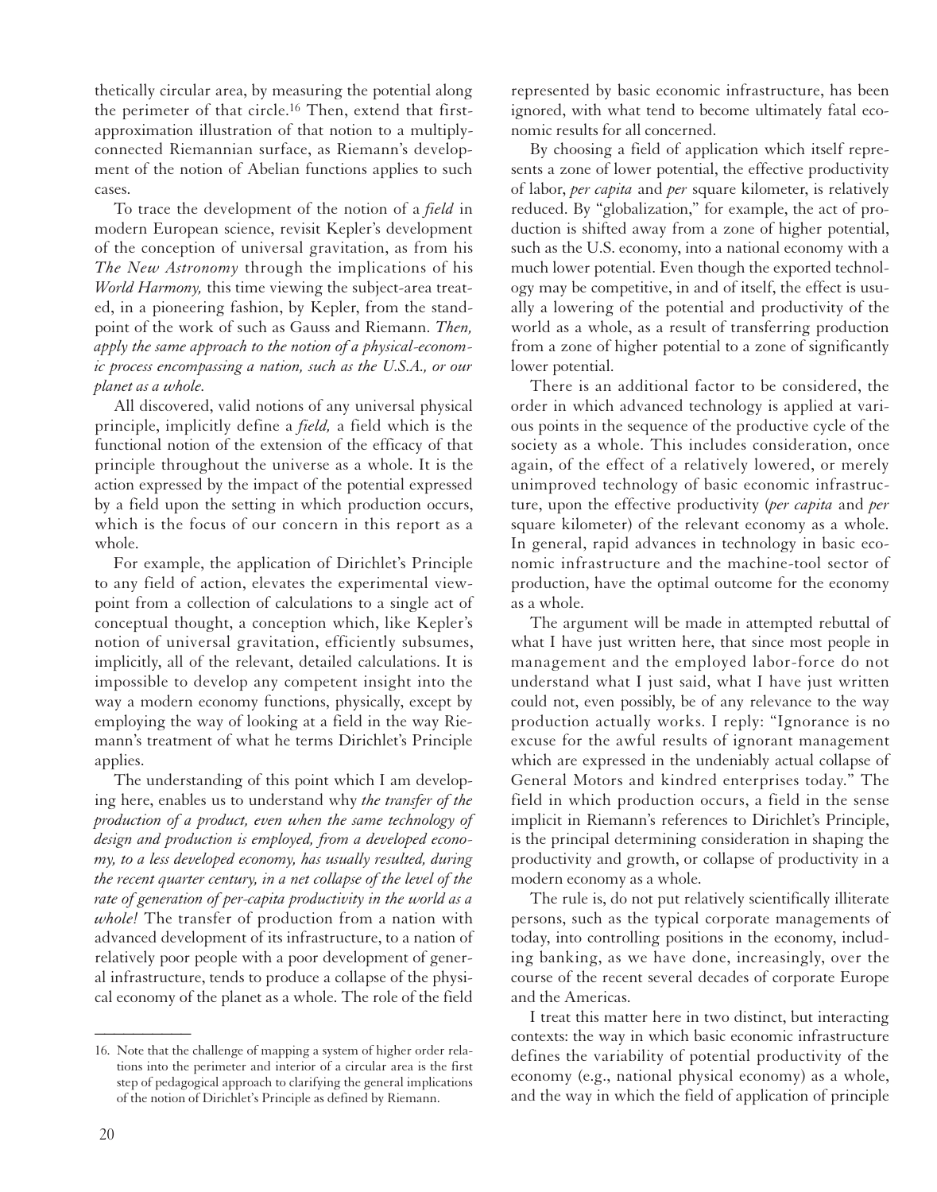thetically circular area, by measuring the potential along the perimeter of that circle.[16] Then, extend that first-approximation illustration of that notion to a multiply-connected Riemannian surface, as Riemann's development of the notion of Abelian functions applies to such cases.

To trace the development of the notion of a *field* in modern European science, revisit Kepler's development of the conception of universal gravitation, as from his *The New Astronomy* through the implications of his *World Harmony,* this time viewing the subject-area treated, in a pioneering fashion, by Kepler, from the standpoint of the work of such as Gauss and Riemann. *Then, apply the same approach to the notion of a physical-economic process encompassing a nation, such as the U.S.A., or our planet as a whole.*

All discovered, valid notions of any universal physical principle, implicitly define a *field,* a field which is the functional notion of the extension of the efficacy of that principle throughout the universe as a whole. It is the action expressed by the impact of the potential expressed by a field upon the setting in which production occurs, which is the focus of our concern in this report as a whole.

For example, the application of Dirichlet's Principle to any field of action, elevates the experimental viewpoint from a collection of calculations to a single act of conceptual thought, a conception which, like Kepler's notion of universal gravitation, efficiently subsumes, implicitly, all of the relevant, detailed calculations. It is impossible to develop any competent insight into the way a modern economy functions, physically, except by employing the way of looking at a field in the way Riemann's treatment of what he terms Dirichlet's Principle applies.

The understanding of this point which I am developing here, enables us to understand why *the transfer of the production of a product, even when the same technology of design and production is employed, from a developed economy, to a less developed economy, has usually resulted, during the recent quarter century, in a net collapse of the level of the rate of generation of per-capita productivity in the world as a whole!* The transfer of production from a nation with advanced development of its infrastructure, to a nation of relatively poor people with a poor development of general infrastructure, tends to produce a collapse of the physical economy of the planet as a whole. The role of the field represented by basic economic infrastructure, has been ignored, with what tend to become ultimately fatal economic results for all concerned.

By choosing a field of application which itself represents a zone of lower potential, the effective productivity of labor, *per capita* and *per* square kilometer, is relatively reduced. By "globalization," for example, the act of production is shifted away from a zone of higher potential, such as the U.S. economy, into a national economy with a much lower potential. Even though the exported technology may be competitive, in and of itself, the effect is usually a lowering of the potential and productivity of the world as a whole, as a result of transferring production from a zone of higher potential to a zone of significantly lower potential.

There is an additional factor to be considered, the order in which advanced technology is applied at various points in the sequence of the productive cycle of the society as a whole. This includes consideration, once again, of the effect of a relatively lowered, or merely unimproved technology of basic economic infrastructure, upon the effective productivity (*per capita* and *per* square kilometer) of the relevant economy as a whole. In general, rapid advances in technology in basic economic infrastructure and the machine-tool sector of production, have the optimal outcome for the economy as a whole.

The argument will be made in attempted rebuttal of what I have just written here, that since most people in management and the employed labor-force do not understand what I just said, what I have just written could not, even possibly, be of any relevance to the way production actually works. I reply: "Ignorance is no excuse for the awful results of ignorant management which are expressed in the undeniably actual collapse of General Motors and kindred enterprises today." The field in which production occurs, a field in the sense implicit in Riemann's references to Dirichlet's Principle, is the principal determining consideration in shaping the productivity and growth, or collapse of productivity in a modern economy as a whole.

The rule is, do not put relatively scientifically illiterate persons, such as the typical corporate managements of today, into controlling positions in the economy, including banking, as we have done, increasingly, over the course of the recent several decades of corporate Europe and the Americas.

I treat this matter here in two distinct, but interacting contexts: the way in which basic economic infrastructure defines the variability of potential productivity of the economy (e.g., national physical economy) as a whole, and the way in which the field of application of principle

16. Note that the challenge of mapping a system of higher order relations into the perimeter and interior of a circular area is the first step of pedagogical approach to clarifying the general implications of the notion of Dirichlet's Principle as defined by Riemann.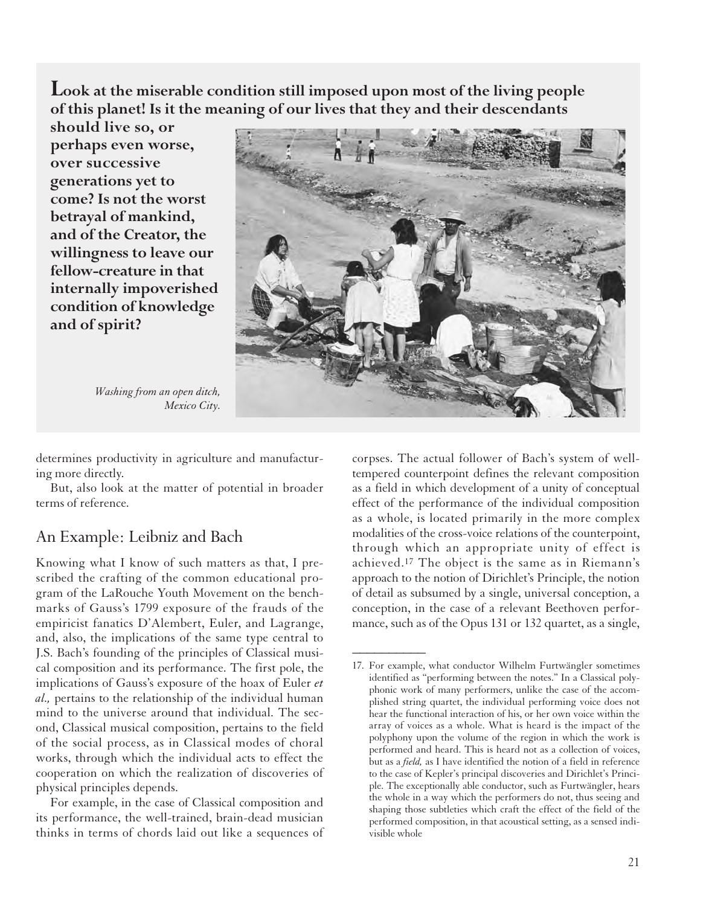**Look at the miserable condition still imposed upon most of the living people of this planet! Is it the meaning of our lives that they and their descendants should live so, or perhaps even worse, over successive generations yet to come? Is not the worst betrayal of mankind, and of the Creator, the willingness to leave our fellow-creature in that internally impoverished condition of knowledge and of spirit?**

*Washing from an open ditch, Mexico City.*

determines productivity in agriculture and manufacturing more directly.

But, also look at the matter of potential in broader terms of reference.

## An Example: Leibniz and Bach

Knowing what I know of such matters as that, I prescribed the crafting of the common educational program of the LaRouche Youth Movement on the benchmarks of Gauss's 1799 exposure of the frauds of the empiricist fanatics D'Alembert, Euler, and Lagrange, and, also, the implications of the same type central to J.S. Bach's founding of the principles of Classical musical composition and its performance. The first pole, the implications of Gauss's exposure of the hoax of Euler *et al.,* pertains to the relationship of the individual human mind to the universe around that individual. The second, Classical musical composition, pertains to the field of the social process, as in Classical modes of choral works, through which the individual acts to effect the cooperation on which the realization of discoveries of physical principles depends.

For example, in the case of Classical composition and its performance, the well-trained, brain-dead musician thinks in terms of chords laid out like a sequences of corpses. The actual follower of Bach's system of well-tempered counterpoint defines the relevant composition as a field in which development of a unity of conceptual effect of the performance of the individual composition as a whole, is located primarily in the more complex modalities of the cross-voice relations of the counterpoint, through which an appropriate unity of effect is achieved.[17] The object is the same as in Riemann's approach to the notion of Dirichlet's Principle, the notion of detail as subsumed by a single, universal conception, a conception, in the case of a relevant Beethoven performance, such as of the Opus 131 or 132 quartet, as a single,

---

17. For example, what conductor Wilhelm Furtwängler sometimes identified as "performing between the notes." In a Classical polyphonic work of many performers, unlike the case of the accomplished string quartet, the individual performing voice does not hear the functional interaction of his, or her own voice within the array of voices as a whole. What is heard is the impact of the polyphony upon the volume of the region in which the work is performed and heard. This is heard not as a collection of voices, but as a *field,* as I have identified the notion of a field in reference to the case of Kepler's principal discoveries and Dirichlet's Principle. The exceptionally able conductor, such as Furtwängler, hears the whole in a way which the performers do not, thus seeing and shaping those subtleties which craft the effect of the field of the performed composition, in that acoustical setting, as a sensed indivisible whole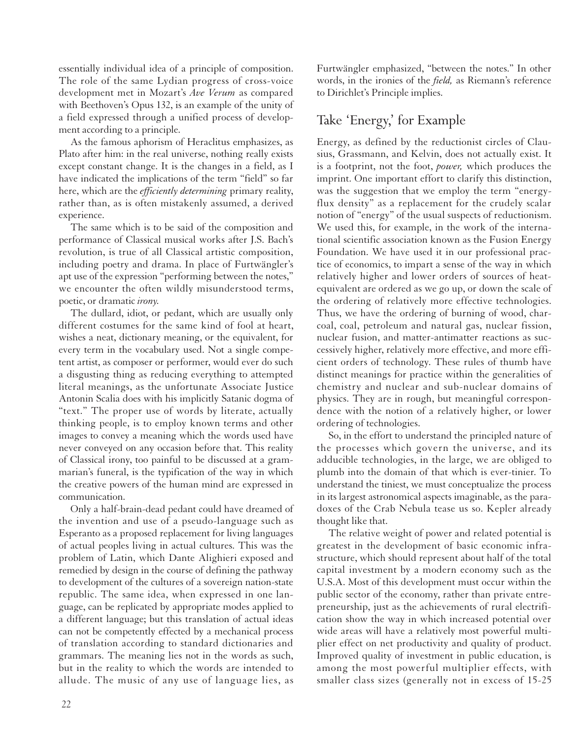essentially individual idea of a principle of composition. The role of the same Lydian progress of cross-voice development met in Mozart's *Ave Verum* as compared with Beethoven's Opus 132, is an example of the unity of a field expressed through a unified process of development according to a principle.

As the famous aphorism of Heraclitus emphasizes, as Plato after him: in the real universe, nothing really exists except constant change. It is the changes in a field, as I have indicated the implications of the term "field" so far here, which are the *efficiently determining* primary reality, rather than, as is often mistakenly assumed, a derived experience.

The same which is to be said of the composition and performance of Classical musical works after J.S. Bach's revolution, is true of all Classical artistic composition, including poetry and drama. In place of Furtwängler's apt use of the expression "performing between the notes," we encounter the often wildly misunderstood terms, poetic, or dramatic *irony.*

The dullard, idiot, or pedant, which are usually only different costumes for the same kind of fool at heart, wishes a neat, dictionary meaning, or the equivalent, for every term in the vocabulary used. Not a single competent artist, as composer or performer, would ever do such a disgusting thing as reducing everything to attempted literal meanings, as the unfortunate Associate Justice Antonin Scalia does with his implicitly Satanic dogma of "text." The proper use of words by literate, actually thinking people, is to employ known terms and other images to convey a meaning which the words used have never conveyed on any occasion before that. This reality of Classical irony, too painful to be discussed at a grammarian's funeral, is the typification of the way in which the creative powers of the human mind are expressed in communication.

Only a half-brain-dead pedant could have dreamed of the invention and use of a pseudo-language such as Esperanto as a proposed replacement for living languages of actual peoples living in actual cultures. This was the problem of Latin, which Dante Alighieri exposed and remedied by design in the course of defining the pathway to development of the cultures of a sovereign nation-state republic. The same idea, when expressed in one language, can be replicated by appropriate modes applied to a different language; but this translation of actual ideas can not be competently effected by a mechanical process of translation according to standard dictionaries and grammars. The meaning lies not in the words as such, but in the reality to which the words are intended to allude. The music of any use of language lies, as Furtwängler emphasized, "between the notes." In other words, in the ironies of the *field,* as Riemann's reference to Dirichlet's Principle implies.

## Take 'Energy,' for Example

Energy, as defined by the reductionist circles of Clausius, Grassmann, and Kelvin, does not actually exist. It is a footprint, not the foot, *power,* which produces the imprint. One important effort to clarify this distinction, was the suggestion that we employ the term "energy-flux density" as a replacement for the crudely scalar notion of "energy" of the usual suspects of reductionism. We used this, for example, in the work of the international scientific association known as the Fusion Energy Foundation. We have used it in our professional practice of economics, to impart a sense of the way in which relatively higher and lower orders of sources of heat-equivalent are ordered as we go up, or down the scale of the ordering of relatively more effective technologies. Thus, we have the ordering of burning of wood, charcoal, coal, petroleum and natural gas, nuclear fission, nuclear fusion, and matter-antimatter reactions as successively higher, relatively more effective, and more efficient orders of technology. These rules of thumb have distinct meanings for practice within the generalities of chemistry and nuclear and sub-nuclear domains of physics. They are in rough, but meaningful correspondence with the notion of a relatively higher, or lower ordering of technologies.

So, in the effort to understand the principled nature of the processes which govern the universe, and its adducible technologies, in the large, we are obliged to plumb into the domain of that which is ever-tinier. To understand the tiniest, we must conceptualize the process in its largest astronomical aspects imaginable, as the paradoxes of the Crab Nebula tease us so. Kepler already thought like that.

The relative weight of power and related potential is greatest in the development of basic economic infrastructure, which should represent about half of the total capital investment by a modern economy such as the U.S.A. Most of this development must occur within the public sector of the economy, rather than private entrepreneurship, just as the achievements of rural electrification show the way in which increased potential over wide areas will have a relatively most powerful multiplier effect on net productivity and quality of product. Improved quality of investment in public education, is among the most powerful multiplier effects, with smaller class sizes (generally not in excess of 15-25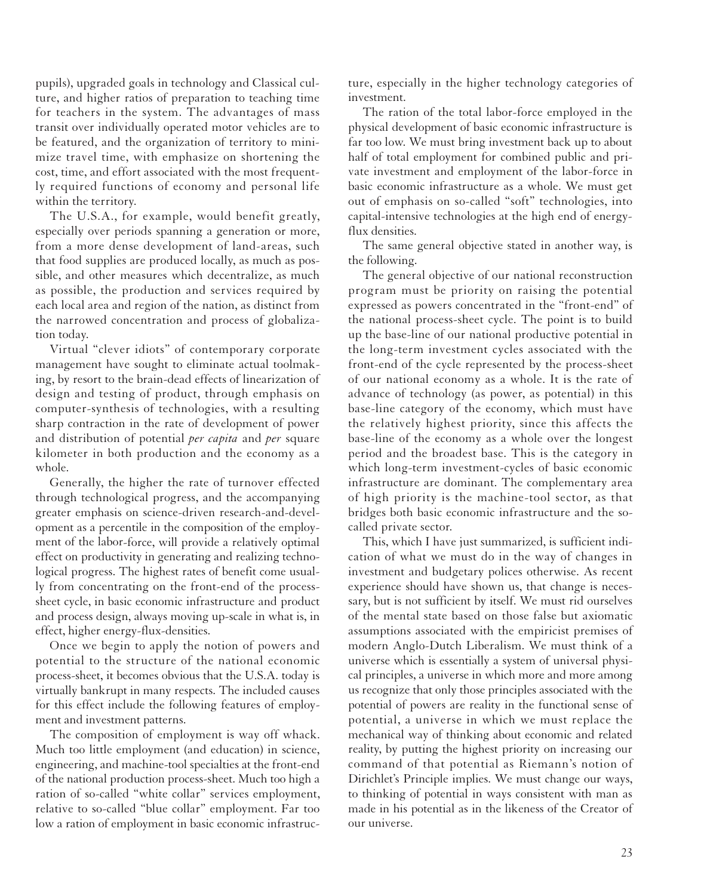pupils), upgraded goals in technology and Classical culture, and higher ratios of preparation to teaching time for teachers in the system. The advantages of mass transit over individually operated motor vehicles are to be featured, and the organization of territory to minimize travel time, with emphasize on shortening the cost, time, and effort associated with the most frequently required functions of economy and personal life within the territory.

The U.S.A., for example, would benefit greatly, especially over periods spanning a generation or more, from a more dense development of land-areas, such that food supplies are produced locally, as much as possible, and other measures which decentralize, as much as possible, the production and services required by each local area and region of the nation, as distinct from the narrowed concentration and process of globalization today.

Virtual "clever idiots" of contemporary corporate management have sought to eliminate actual toolmaking, by resort to the brain-dead effects of linearization of design and testing of product, through emphasis on computer-synthesis of technologies, with a resulting sharp contraction in the rate of development of power and distribution of potential *per capita* and *per* square kilometer in both production and the economy as a whole.

Generally, the higher the rate of turnover effected through technological progress, and the accompanying greater emphasis on science-driven research-and-development as a percentile in the composition of the employment of the labor-force, will provide a relatively optimal effect on productivity in generating and realizing technological progress. The highest rates of benefit come usually from concentrating on the front-end of the process-sheet cycle, in basic economic infrastructure and product and process design, always moving up-scale in what is, in effect, higher energy-flux-densities.

Once we begin to apply the notion of powers and potential to the structure of the national economic process-sheet, it becomes obvious that the U.S.A. today is virtually bankrupt in many respects. The included causes for this effect include the following features of employment and investment patterns.

The composition of employment is way off whack. Much too little employment (and education) in science, engineering, and machine-tool specialties at the front-end of the national production process-sheet. Much too high a ration of so-called "white collar" services employment, relative to so-called "blue collar" employment. Far too low a ration of employment in basic economic infrastructure, especially in the higher technology categories of investment.

The ration of the total labor-force employed in the physical development of basic economic infrastructure is far too low. We must bring investment back up to about half of total employment for combined public and private investment and employment of the labor-force in basic economic infrastructure as a whole. We must get out of emphasis on so-called "soft" technologies, into capital-intensive technologies at the high end of energy-flux densities.

The same general objective stated in another way, is the following.

The general objective of our national reconstruction program must be priority on raising the potential expressed as powers concentrated in the "front-end" of the national process-sheet cycle. The point is to build up the base-line of our national productive potential in the long-term investment cycles associated with the front-end of the cycle represented by the process-sheet of our national economy as a whole. It is the rate of advance of technology (as power, as potential) in this base-line category of the economy, which must have the relatively highest priority, since this affects the base-line of the economy as a whole over the longest period and the broadest base. This is the category in which long-term investment-cycles of basic economic infrastructure are dominant. The complementary area of high priority is the machine-tool sector, as that bridges both basic economic infrastructure and the so-called private sector.

This, which I have just summarized, is sufficient indication of what we must do in the way of changes in investment and budgetary polices otherwise. As recent experience should have shown us, that change is necessary, but is not sufficient by itself. We must rid ourselves of the mental state based on those false but axiomatic assumptions associated with the empiricist premises of modern Anglo-Dutch Liberalism. We must think of a universe which is essentially a system of universal physical principles, a universe in which more and more among us recognize that only those principles associated with the potential of powers are reality in the functional sense of potential, a universe in which we must replace the mechanical way of thinking about economic and related reality, by putting the highest priority on increasing our command of that potential as Riemann's notion of Dirichlet's Principle implies. We must change our ways, to thinking of potential in ways consistent with man as made in his potential as in the likeness of the Creator of our universe.